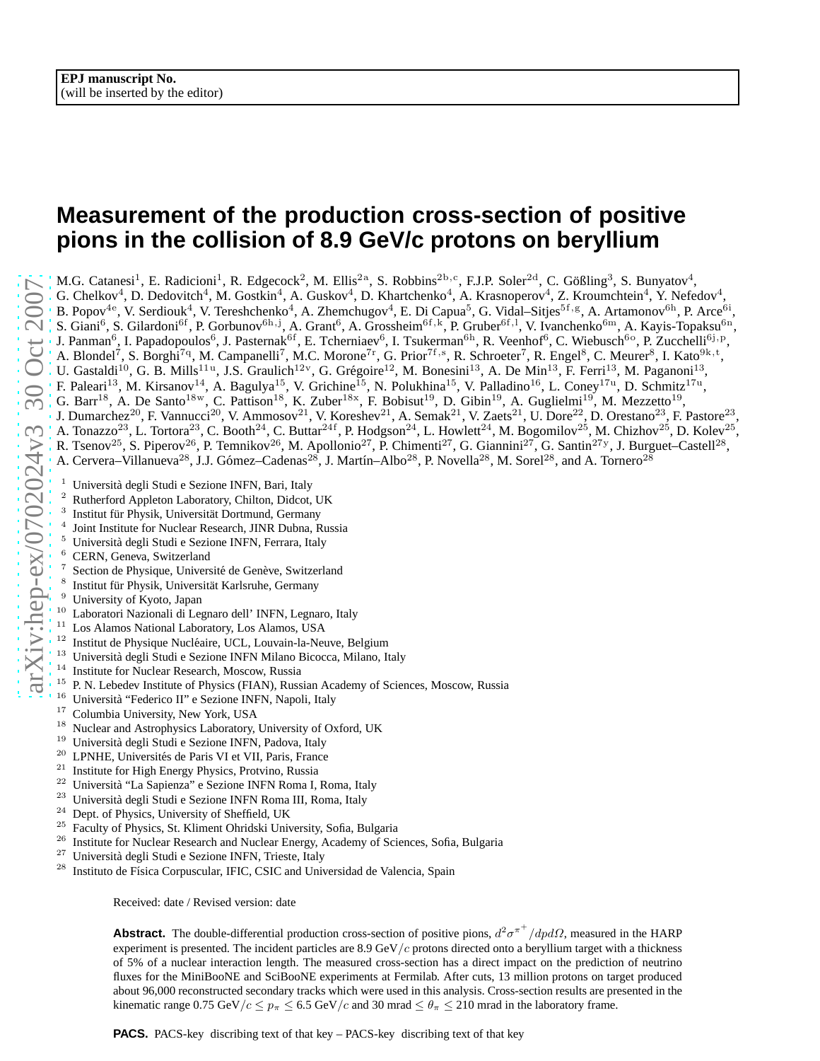EPJ manuscript No.
(will be inserted by the editor)

# Measurement of the production cross-section of positive pions in the collision of 8.9 GeV/c protons on beryllium

M.G. Catanesi[1], E. Radicioni[1], R. Edgecock[2], M. Ellis[2a], S. Robbins[2b,c], F.J.P. Soler[2d], C. Gößling[3], S. Bunyatov[4], G. Chelkov[4], D. Dedovitch[4], M. Gostkin[4], A. Guskov[4], D. Khartchenko[4], A. Krasnoperov[4], Z. Kroumchtein[4], Y. Nefedov[4], B. Popov[4e], V. Serdiouk[4], V. Tereshchenko[4], A. Zhemchugov[4], E. Di Capua[5], G. Vidal–Sitjes[5f,g], A. Artamonov[6h], P. Arce[6i], S. Giani[6], S. Gilardoni[6f], P. Gorbunov[6h,j], A. Grant[6], A. Grossheim[6f,k], P. Gruber[6f,l], V. Ivanchenko[6m], A. Kayis-Topaksu[6n], J. Panman[6], I. Papadopoulos[6], J. Pasternak[6f], E. Tcherniaev[6], I. Tsukerman[6h], R. Veenhof[6], C. Wiebusch[6o], P. Zucchelli[6j,p], A. Blondel[7], S. Borghi[7q], M. Campanelli[7], M.C. Morone[7r], G. Prior[7f,s], R. Schroeter[7], R. Engel[8], C. Meurer[8], I. Kato[9k,t], U. Gastaldi[10], G. B. Mills[11u], J.S. Graulich[12v], G. Grégoire[12], M. Bonesini[13], A. De Min[13], F. Ferri[13], M. Paganoni[13], F. Paleari[13], M. Kirsanov[14], A. Bagulya[15], V. Grichine[15], N. Polukhina[15], V. Palladino[16], L. Coney[17u], D. Schmitz[17u], G. Barr[18], A. De Santo[18w], C. Pattison[18], K. Zuber[18x], F. Bobisut[19], D. Gibin[19], A. Guglielmi[19], M. Mezzetto[19], J. Dumarchez[20], F. Vannucci[20], V. Ammosov[21], V. Koreshev[21], A. Semak[21], V. Zaets[21], U. Dore[22], D. Orestano[23], F. Pastore[23], A. Tonazzo[23], L. Tortora[23], C. Booth[24], C. Buttar[24f], P. Hodgson[24], L. Howlett[24], M. Bogomilov[25], M. Chizhov[25], D. Kolev[25], R. Tsenov[25], S. Piperov[26], P. Temnikov[26], M. Apollonio[27], P. Chimenti[27], G. Giannini[27], G. Santin[27y], J. Burguet–Castell[28], A. Cervera–Villanueva[28], J.J. Gómez–Cadenas[28], J. Martín–Albo[28], P. Novella[28], M. Sorel[28], and A. Tornero[28]

[1] Università degli Studi e Sezione INFN, Bari, Italy
[2] Rutherford Appleton Laboratory, Chilton, Didcot, UK
[3] Institut für Physik, Universität Dortmund, Germany
[4] Joint Institute for Nuclear Research, JINR Dubna, Russia
[5] Università degli Studi e Sezione INFN, Ferrara, Italy
[6] CERN, Geneva, Switzerland
[7] Section de Physique, Université de Genève, Switzerland
[8] Institut für Physik, Universität Karlsruhe, Germany
[9] University of Kyoto, Japan
[10] Laboratori Nazionali di Legnaro dell' INFN, Legnaro, Italy
[11] Los Alamos National Laboratory, Los Alamos, USA
[12] Institut de Physique Nucléaire, UCL, Louvain-la-Neuve, Belgium
[13] Università degli Studi e Sezione INFN Milano Bicocca, Milano, Italy
[14] Institute for Nuclear Research, Moscow, Russia
[15] P. N. Lebedev Institute of Physics (FIAN), Russian Academy of Sciences, Moscow, Russia
[16] Università "Federico II" e Sezione INFN, Napoli, Italy
[17] Columbia University, New York, USA
[18] Nuclear and Astrophysics Laboratory, University of Oxford, UK
[19] Università degli Studi e Sezione INFN, Padova, Italy
[20] LPNHE, Universités de Paris VI et VII, Paris, France
[21] Institute for High Energy Physics, Protvino, Russia
[22] Università "La Sapienza" e Sezione INFN Roma I, Roma, Italy
[23] Università degli Studi e Sezione INFN Roma III, Roma, Italy
[24] Dept. of Physics, University of Sheffield, UK
[25] Faculty of Physics, St. Kliment Ohridski University, Sofia, Bulgaria
[26] Institute for Nuclear Research and Nuclear Energy, Academy of Sciences, Sofia, Bulgaria
[27] Università degli Studi e Sezione INFN, Trieste, Italy
[28] Instituto de Física Corpuscular, IFIC, CSIC and Universidad de Valencia, Spain

Received: date / Revised version: date

**Abstract.** The double-differential production cross-section of positive pions, $d^2\sigma^{\pi^+}/dpd\Omega$, measured in the HARP experiment is presented. The incident particles are 8.9 GeV/$c$ protons directed onto a beryllium target with a thickness of 5% of a nuclear interaction length. The measured cross-section has a direct impact on the prediction of neutrino fluxes for the MiniBooNE and SciBooNE experiments at Fermilab. After cuts, 13 million protons on target produced about 96,000 reconstructed secondary tracks which were used in this analysis. Cross-section results are presented in the kinematic range 0.75 GeV/$c \leq p_\pi \leq$ 6.5 GeV/$c$ and 30 mrad $\leq \theta_\pi \leq$ 210 mrad in the laboratory frame.

**PACS.** PACS-key discribing text of that key – PACS-key discribing text of that key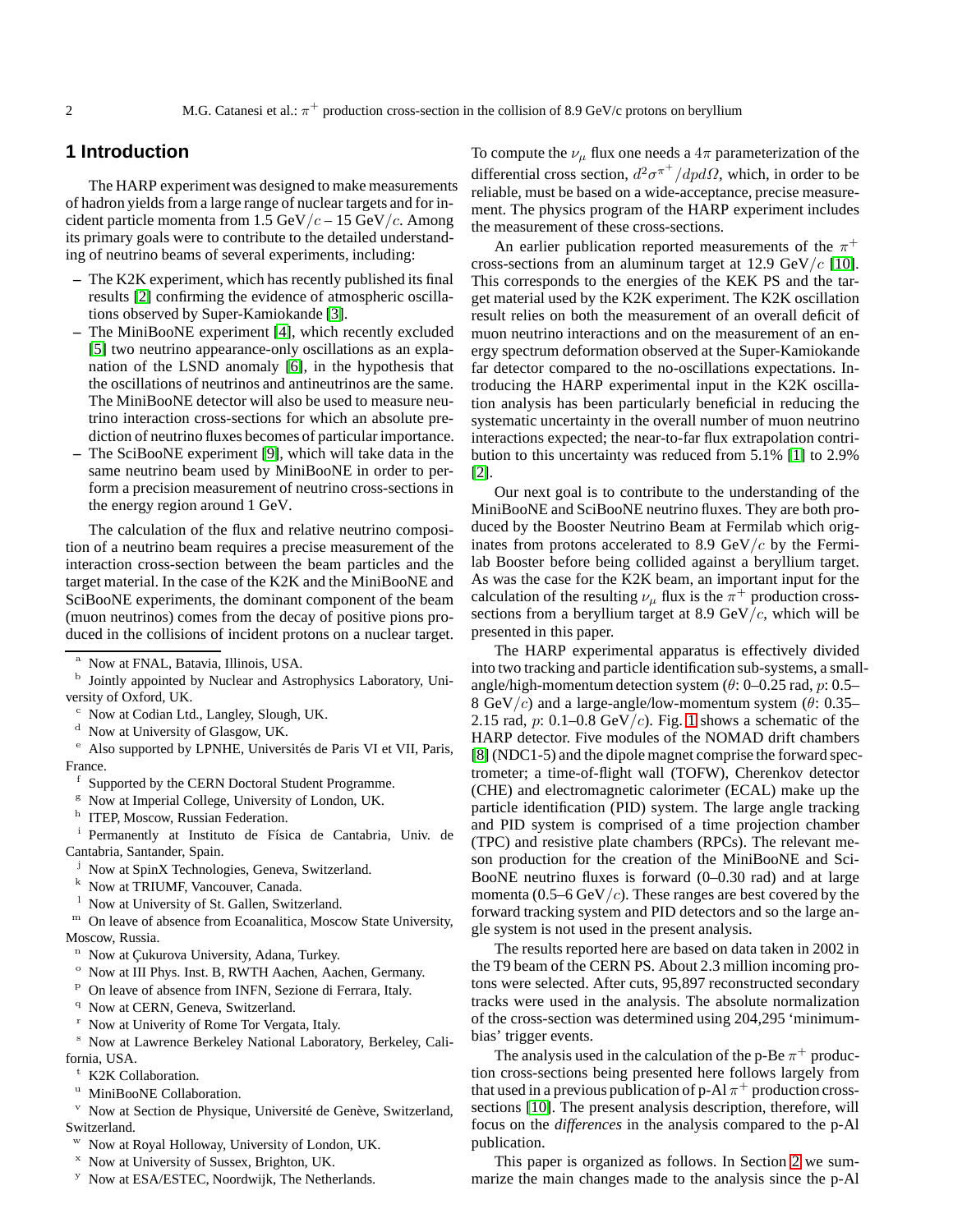## 1 Introduction

The HARP experiment was designed to make measurements of hadron yields from a large range of nuclear targets and for incident particle momenta from 1.5 GeV/$c$ – 15 GeV/$c$. Among its primary goals were to contribute to the detailed understanding of neutrino beams of several experiments, including:

- The K2K experiment, which has recently published its final results [2] confirming the evidence of atmospheric oscillations observed by Super-Kamiokande [3].
- The MiniBooNE experiment [4], which recently excluded [5] two neutrino appearance-only oscillations as an explanation of the LSND anomaly [6], in the hypothesis that the oscillations of neutrinos and antineutrinos are the same. The MiniBooNE detector will also be used to measure neutrino interaction cross-sections for which an absolute prediction of neutrino fluxes becomes of particular importance.
- The SciBooNE experiment [9], which will take data in the same neutrino beam used by MiniBooNE in order to perform a precision measurement of neutrino cross-sections in the energy region around 1 GeV.

The calculation of the flux and relative neutrino composition of a neutrino beam requires a precise measurement of the interaction cross-section between the beam particles and the target material. In the case of the K2K and the MiniBooNE and SciBooNE experiments, the dominant component of the beam (muon neutrinos) comes from the decay of positive pions produced in the collisions of incident protons on a nuclear target. To compute the $\nu_\mu$ flux one needs a $4\pi$ parameterization of the differential cross section, $d^2\sigma^{\pi^+}/dpd\Omega$, which, in order to be reliable, must be based on a wide-acceptance, precise measurement. The physics program of the HARP experiment includes the measurement of these cross-sections.

An earlier publication reported measurements of the $\pi^+$ cross-sections from an aluminum target at 12.9 GeV/$c$ [10]. This corresponds to the energies of the KEK PS and the target material used by the K2K experiment. The K2K oscillation result relies on both the measurement of an overall deficit of muon neutrino interactions and on the measurement of an energy spectrum deformation observed at the Super-Kamiokande far detector compared to the no-oscillations expectations. Introducing the HARP experimental input in the K2K oscillation analysis has been particularly beneficial in reducing the systematic uncertainty in the overall number of muon neutrino interactions expected; the near-to-far flux extrapolation contribution to this uncertainty was reduced from 5.1% [1] to 2.9% [2].

Our next goal is to contribute to the understanding of the MiniBooNE and SciBooNE neutrino fluxes. They are both produced by the Booster Neutrino Beam at Fermilab which originates from protons accelerated to 8.9 GeV/$c$ by the Fermilab Booster before being collided against a beryllium target. As was the case for the K2K beam, an important input for the calculation of the resulting $\nu_\mu$ flux is the $\pi^+$ production cross-sections from a beryllium target at 8.9 GeV/$c$, which will be presented in this paper.

The HARP experimental apparatus is effectively divided into two tracking and particle identification sub-systems, a small-angle/high-momentum detection system ($\theta$: 0–0.25 rad, $p$: 0.5–8 GeV/$c$) and a large-angle/low-momentum system ($\theta$: 0.35–2.15 rad, $p$: 0.1–0.8 GeV/$c$). Fig. 1 shows a schematic of the HARP detector. Five modules of the NOMAD drift chambers [8] (NDC1-5) and the dipole magnet comprise the forward spectrometer; a time-of-flight wall (TOFW), Cherenkov detector (CHE) and electromagnetic calorimeter (ECAL) make up the particle identification (PID) system. The large angle tracking and PID system is comprised of a time projection chamber (TPC) and resistive plate chambers (RPCs). The relevant meson production for the creation of the MiniBooNE and SciBooNE neutrino fluxes is forward (0–0.30 rad) and at large momenta (0.5–6 GeV/$c$). These ranges are best covered by the forward tracking system and PID detectors and so the large angle system is not used in the present analysis.

The results reported here are based on data taken in 2002 in the T9 beam of the CERN PS. About 2.3 million incoming protons were selected. After cuts, 95,897 reconstructed secondary tracks were used in the analysis. The absolute normalization of the cross-section was determined using 204,295 'minimum-bias' trigger events.

The analysis used in the calculation of the p-Be $\pi^+$ production cross-sections being presented here follows largely from that used in a previous publication of p-Al $\pi^+$ production cross-sections [10]. The present analysis description, therefore, will focus on the *differences* in the analysis compared to the p-Al publication.

This paper is organized as follows. In Section 2 we summarize the main changes made to the analysis since the p-Al

---

[a] Now at FNAL, Batavia, Illinois, USA.
[b] Jointly appointed by Nuclear and Astrophysics Laboratory, University of Oxford, UK.
[c] Now at Codian Ltd., Langley, Slough, UK.
[d] Now at University of Glasgow, UK.
[e] Also supported by LPNHE, Universités de Paris VI et VII, Paris, France.
[f] Supported by the CERN Doctoral Student Programme.
[g] Now at Imperial College, University of London, UK.
[h] ITEP, Moscow, Russian Federation.
[i] Permanently at Instituto de Física de Cantabria, Univ. de Cantabria, Santander, Spain.
[j] Now at SpinX Technologies, Geneva, Switzerland.
[k] Now at TRIUMF, Vancouver, Canada.
[l] Now at University of St. Gallen, Switzerland.
[m] On leave of absence from Ecoanalitica, Moscow State University, Moscow, Russia.
[n] Now at Çukurova University, Adana, Turkey.
[o] Now at III Phys. Inst. B, RWTH Aachen, Aachen, Germany.
[p] On leave of absence from INFN, Sezione di Ferrara, Italy.
[q] Now at CERN, Geneva, Switzerland.
[r] Now at Univerity of Rome Tor Vergata, Italy.
[s] Now at Lawrence Berkeley National Laboratory, Berkeley, California, USA.
[t] K2K Collaboration.
[u] MiniBooNE Collaboration.
[v] Now at Section de Physique, Université de Genève, Switzerland, Switzerland.
[w] Now at Royal Holloway, University of London, UK.
[x] Now at University of Sussex, Brighton, UK.
[y] Now at ESA/ESTEC, Noordwijk, The Netherlands.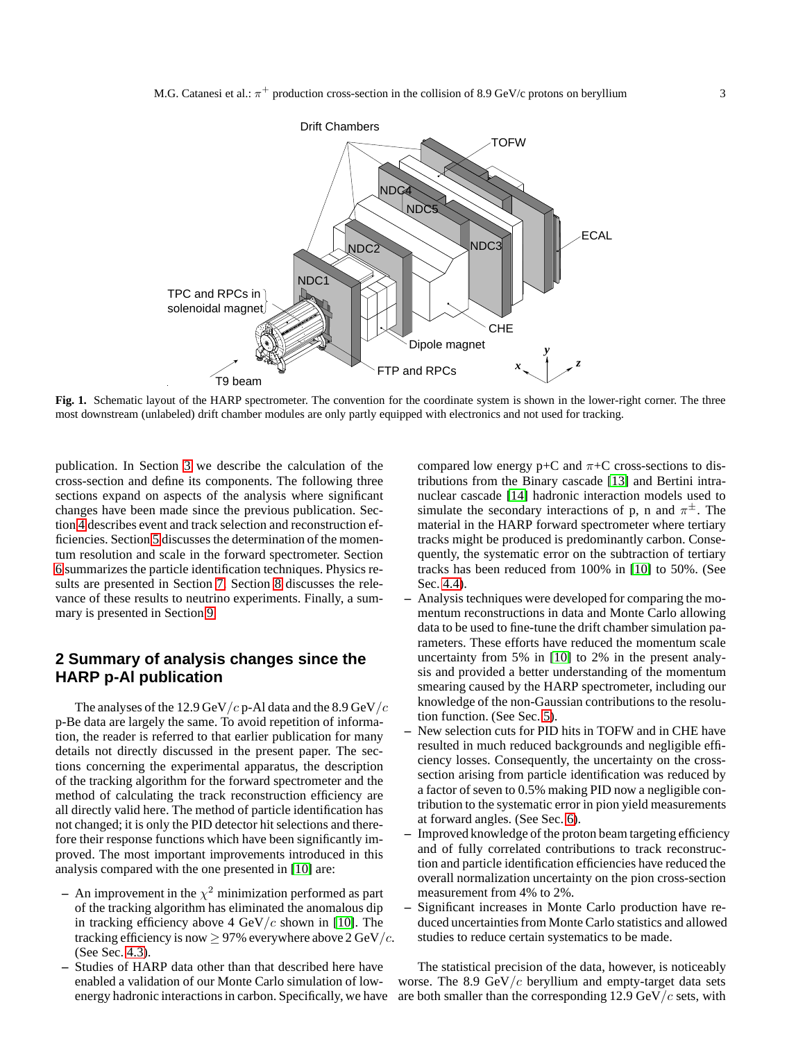Fig. 1. Schematic layout of the HARP spectrometer. The convention for the coordinate system is shown in the lower-right corner. The three most downstream (unlabeled) drift chamber modules are only partly equipped with electronics and not used for tracking.

publication. In Section 3 we describe the calculation of the cross-section and define its components. The following three sections expand on aspects of the analysis where significant changes have been made since the previous publication. Section 4 describes event and track selection and reconstruction efficiencies. Section 5 discusses the determination of the momentum resolution and scale in the forward spectrometer. Section 6 summarizes the particle identification techniques. Physics results are presented in Section 7. Section 8 discusses the relevance of these results to neutrino experiments. Finally, a summary is presented in Section 9.

## 2 Summary of analysis changes since the HARP p-Al publication

The analyses of the 12.9 GeV/$c$ p-Al data and the 8.9 GeV/$c$ p-Be data are largely the same. To avoid repetition of information, the reader is referred to that earlier publication for many details not directly discussed in the present paper. The sections concerning the experimental apparatus, the description of the tracking algorithm for the forward spectrometer and the method of calculating the track reconstruction efficiency are all directly valid here. The method of particle identification has not changed; it is only the PID detector hit selections and therefore their response functions which have been significantly improved. The most important improvements introduced in this analysis compared with the one presented in [10] are:

- An improvement in the $\chi^2$ minimization performed as part of the tracking algorithm has eliminated the anomalous dip in tracking efficiency above 4 GeV/$c$ shown in [10]. The tracking efficiency is now $\geq 97\%$ everywhere above 2 GeV/$c$. (See Sec. 4.3).
- Studies of HARP data other than that described here have enabled a validation of our Monte Carlo simulation of low-energy hadronic interactions in carbon. Specifically, we have compared low energy p+C and $\pi$+C cross-sections to distributions from the Binary cascade [13] and Bertini intranuclear cascade [14] hadronic interaction models used to simulate the secondary interactions of p, n and $\pi^{\pm}$. The material in the HARP forward spectrometer where tertiary tracks might be produced is predominantly carbon. Consequently, the systematic error on the subtraction of tertiary tracks has been reduced from 100% in [10] to 50%. (See Sec. 4.4).
- Analysis techniques were developed for comparing the momentum reconstructions in data and Monte Carlo allowing data to be used to fine-tune the drift chamber simulation parameters. These efforts have reduced the momentum scale uncertainty from 5% in [10] to 2% in the present analysis and provided a better understanding of the momentum smearing caused by the HARP spectrometer, including our knowledge of the non-Gaussian contributions to the resolution function. (See Sec. 5).
- New selection cuts for PID hits in TOFW and in CHE have resulted in much reduced backgrounds and negligible efficiency losses. Consequently, the uncertainty on the cross-section arising from particle identification was reduced by a factor of seven to 0.5% making PID now a negligible contribution to the systematic error in pion yield measurements at forward angles. (See Sec. 6).
- Improved knowledge of the proton beam targeting efficiency and of fully correlated contributions to track reconstruction and particle identification efficiencies have reduced the overall normalization uncertainty on the pion cross-section measurement from 4% to 2%.
- Significant increases in Monte Carlo production have reduced uncertainties from Monte Carlo statistics and allowed studies to reduce certain systematics to be made.

The statistical precision of the data, however, is noticeably worse. The 8.9 GeV/$c$ beryllium and empty-target data sets are both smaller than the corresponding 12.9 GeV/$c$ sets, with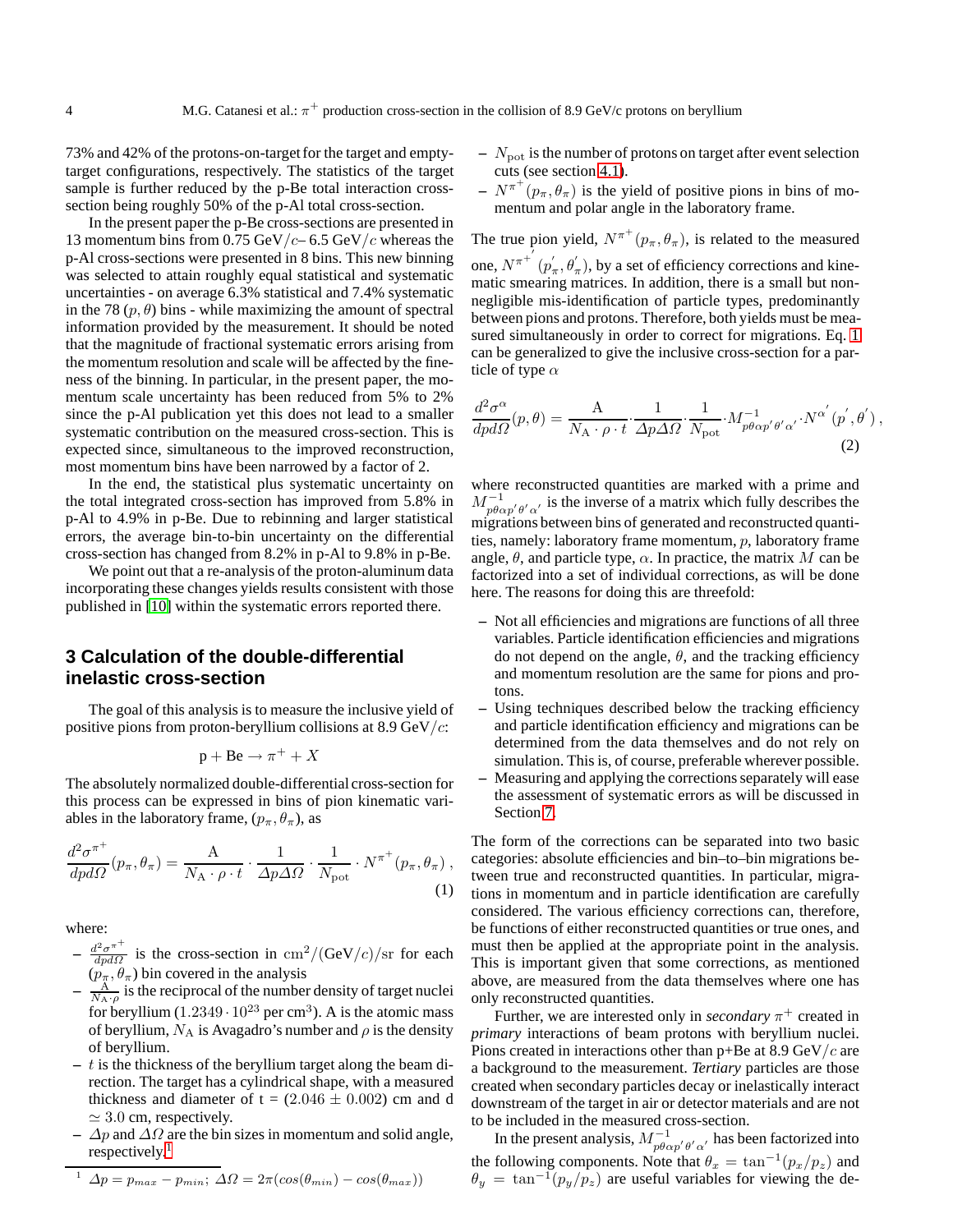73% and 42% of the protons-on-target for the target and empty-target configurations, respectively. The statistics of the target sample is further reduced by the p-Be total interaction cross-section being roughly 50% of the p-Al total cross-section.

In the present paper the p-Be cross-sections are presented in 13 momentum bins from 0.75 GeV/$c$– 6.5 GeV/$c$ whereas the p-Al cross-sections were presented in 8 bins. This new binning was selected to attain roughly equal statistical and systematic uncertainties - on average 6.3% statistical and 7.4% systematic in the 78 $(p, \theta)$ bins - while maximizing the amount of spectral information provided by the measurement. It should be noted that the magnitude of fractional systematic errors arising from the momentum resolution and scale will be affected by the fineness of the binning. In particular, in the present paper, the momentum scale uncertainty has been reduced from 5% to 2% since the p-Al publication yet this does not lead to a smaller systematic contribution on the measured cross-section. This is expected since, simultaneous to the improved reconstruction, most momentum bins have been narrowed by a factor of 2.

In the end, the statistical plus systematic uncertainty on the total integrated cross-section has improved from 5.8% in p-Al to 4.9% in p-Be. Due to rebinning and larger statistical errors, the average bin-to-bin uncertainty on the differential cross-section has changed from 8.2% in p-Al to 9.8% in p-Be.

We point out that a re-analysis of the proton-aluminum data incorporating these changes yields results consistent with those published in [10] within the systematic errors reported there.

## 3 Calculation of the double-differential inelastic cross-section

The goal of this analysis is to measure the inclusive yield of positive pions from proton-beryllium collisions at 8.9 GeV/$c$:

$$\mathrm{p} + \mathrm{Be} \rightarrow \pi^{+} + X$$

The absolutely normalized double-differential cross-section for this process can be expressed in bins of pion kinematic variables in the laboratory frame, $(p_\pi, \theta_\pi)$, as

$$\frac{d^2\sigma^{\pi^+}}{dpd\Omega}(p_\pi, \theta_\pi) = \frac{\mathrm{A}}{N_{\mathrm{A}} \cdot \rho \cdot t} \cdot \frac{1}{\Delta p \Delta \Omega} \cdot \frac{1}{N_{\mathrm{pot}}} \cdot N^{\pi^+}(p_\pi, \theta_\pi) \,, \quad (1)$$

where:

- $\frac{d^2\sigma^{\pi^+}}{dpd\Omega}$ is the cross-section in $\mathrm{cm}^2/(\mathrm{GeV}/c)/\mathrm{sr}$ for each $(p_\pi, \theta_\pi)$ bin covered in the analysis
- $\frac{\mathrm{A}}{N_{\mathrm{A}} \cdot \rho}$ is the reciprocal of the number density of target nuclei for beryllium ($1.2349 \cdot 10^{23}$ per cm$^3$). A is the atomic mass of beryllium, $N_{\mathrm{A}}$ is Avagadro's number and $\rho$ is the density of beryllium.
- $t$ is the thickness of the beryllium target along the beam direction. The target has a cylindrical shape, with a measured thickness and diameter of t = $(2.046 \pm 0.002)$ cm and d $\simeq 3.0$ cm, respectively.
- $\Delta p$ and $\Delta\Omega$ are the bin sizes in momentum and solid angle, respectively.[1]
- $N_{\mathrm{pot}}$ is the number of protons on target after event selection cuts (see section 4.1).
- $N^{\pi^+}(p_\pi, \theta_\pi)$ is the yield of positive pions in bins of momentum and polar angle in the laboratory frame.

The true pion yield, $N^{\pi^+}(p_\pi, \theta_\pi)$, is related to the measured one, $N^{\pi^{+'}}(p^{'}_\pi, \theta^{'}_\pi)$, by a set of efficiency corrections and kinematic smearing matrices. In addition, there is a small but non-negligible mis-identification of particle types, predominantly between pions and protons. Therefore, both yields must be measured simultaneously in order to correct for migrations. Eq. 1 can be generalized to give the inclusive cross-section for a particle of type $\alpha$

$$\frac{d^2\sigma^{\alpha}}{dpd\Omega}(p, \theta) = \frac{\mathrm{A}}{N_{\mathrm{A}} \cdot \rho \cdot t} \cdot \frac{1}{\Delta p \Delta \Omega} \cdot \frac{1}{N_{\mathrm{pot}}} \cdot M^{-1}_{p\theta\alpha p^{'}\theta^{'}\alpha^{'}} \cdot N^{\alpha^{'}}(p^{'}, \theta^{'}) \,, \quad (2)$$

where reconstructed quantities are marked with a prime and $M^{-1}_{p\theta\alpha p^{'}\theta^{'}\alpha^{'}}$ is the inverse of a matrix which fully describes the migrations between bins of generated and reconstructed quantities, namely: laboratory frame momentum, $p$, laboratory frame angle, $\theta$, and particle type, $\alpha$. In practice, the matrix $M$ can be factorized into a set of individual corrections, as will be done here. The reasons for doing this are threefold:

- Not all efficiencies and migrations are functions of all three variables. Particle identification efficiencies and migrations do not depend on the angle, $\theta$, and the tracking efficiency and momentum resolution are the same for pions and protons.
- Using techniques described below the tracking efficiency and particle identification efficiency and migrations can be determined from the data themselves and do not rely on simulation. This is, of course, preferable wherever possible.
- Measuring and applying the corrections separately will ease the assessment of systematic errors as will be discussed in Section 7.

The form of the corrections can be separated into two basic categories: absolute efficiencies and bin–to–bin migrations between true and reconstructed quantities. In particular, migrations in momentum and in particle identification are carefully considered. The various efficiency corrections can, therefore, be functions of either reconstructed quantities or true ones, and must then be applied at the appropriate point in the analysis. This is important given that some corrections, as mentioned above, are measured from the data themselves where one has only reconstructed quantities.

Further, we are interested only in *secondary* $\pi^+$ created in *primary* interactions of beam protons with beryllium nuclei. Pions created in interactions other than p+Be at 8.9 GeV/$c$ are a background to the measurement. *Tertiary* particles are those created when secondary particles decay or inelastically interact downstream of the target in air or detector materials and are not to be included in the measured cross-section.

In the present analysis, $M^{-1}_{p\theta\alpha p^{'}\theta^{'}\alpha^{'}}$ has been factorized into the following components. Note that $\theta_x = \tan^{-1}(p_x/p_z)$ and $\theta_y = \tan^{-1}(p_y/p_z)$ are useful variables for viewing the de-

[1] $\Delta p = p_{max} - p_{min}$; $\Delta\Omega = 2\pi(cos(\theta_{min}) - cos(\theta_{max}))$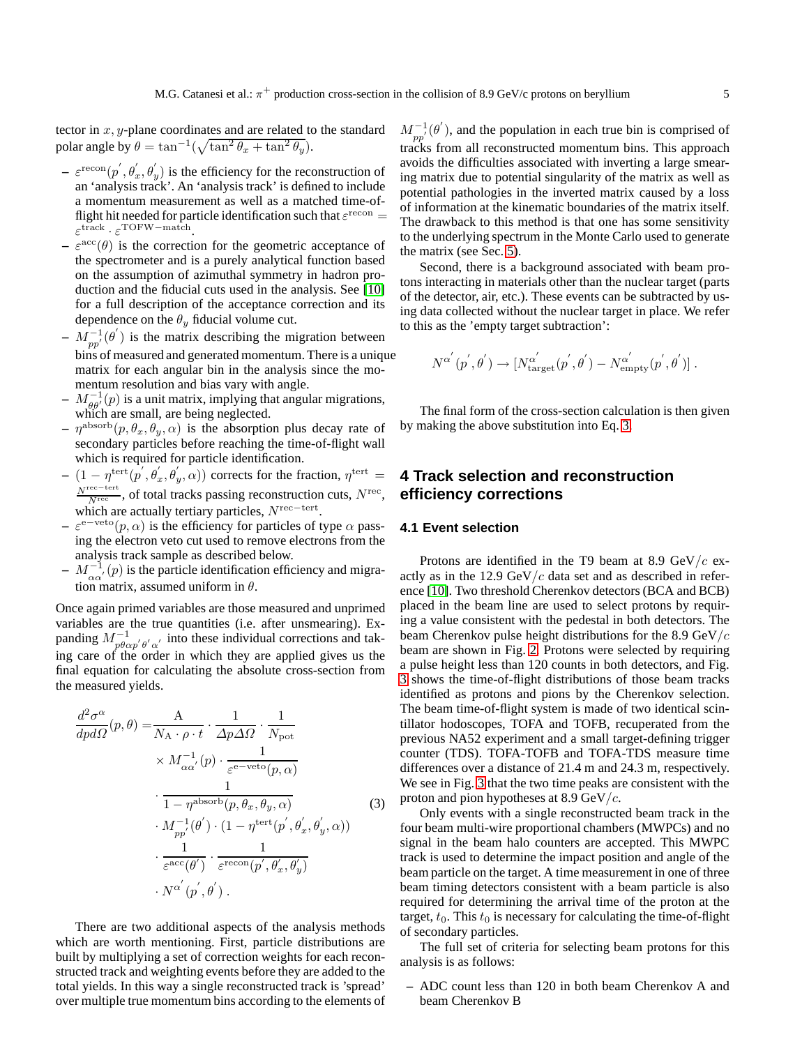tector in $x, y$-plane coordinates and are related to the standard polar angle by $\theta = \tan^{-1}(\sqrt{\tan^2\theta_x + \tan^2\theta_y})$.

- $\varepsilon^{\rm recon}(p', \theta'_x, \theta'_y)$ is the efficiency for the reconstruction of an 'analysis track'. An 'analysis track' is defined to include a momentum measurement as well as a matched time-of-flight hit needed for particle identification such that $\varepsilon^{\rm recon} = \varepsilon^{\rm track} \cdot \varepsilon^{\rm TOFW-match}$.
- $\varepsilon^{\rm acc}(\theta)$ is the correction for the geometric acceptance of the spectrometer and is a purely analytical function based on the assumption of azimuthal symmetry in hadron production and the fiducial cuts used in the analysis. See [10] for a full description of the acceptance correction and its dependence on the $\theta_y$ fiducial volume cut.
- $M^{-1}_{pp'}(\theta')$ is the matrix describing the migration between bins of measured and generated momentum. There is a unique matrix for each angular bin in the analysis since the momentum resolution and bias vary with angle.
- $M^{-1}_{\theta\theta'}(p)$ is a unit matrix, implying that angular migrations, which are small, are being neglected.
- $\eta^{\rm absorb}(p, \theta_x, \theta_y, \alpha)$ is the absorption plus decay rate of secondary particles before reaching the time-of-flight wall which is required for particle identification.
- $(1 - \eta^{\rm tert}(p', \theta'_x, \theta'_y, \alpha))$ corrects for the fraction, $\eta^{\rm tert} = \frac{N^{\rm rec-tert}}{N^{\rm rec}}$, of total tracks passing reconstruction cuts, $N^{\rm rec}$, which are actually tertiary particles, $N^{\rm rec-tert}$.
- $\varepsilon^{\rm e-veto}(p, \alpha)$ is the efficiency for particles of type $\alpha$ passing the electron veto cut used to remove electrons from the analysis track sample as described below.
- $M^{-1}_{\alpha\alpha'}(p)$ is the particle identification efficiency and migration matrix, assumed uniform in $\theta$.

Once again primed variables are those measured and unprimed variables are the true quantities (i.e. after unsmearing). Expanding $M^{-1}_{p\theta\alpha p'\theta'\alpha'}$ into these individual corrections and taking care of the order in which they are applied gives us the final equation for calculating the absolute cross-section from the measured yields.

$$
\begin{aligned}
\frac{d^2\sigma^\alpha}{dpd\Omega}(p,\theta) = & \frac{A}{N_{\rm A} \cdot \rho \cdot t} \cdot \frac{1}{\Delta p \Delta\Omega} \cdot \frac{1}{N_{\rm pot}} \\
& \times M^{-1}_{\alpha\alpha'}(p) \cdot \frac{1}{\varepsilon^{\rm e-veto}(p,\alpha)} \\
& \cdot \frac{1}{1 - \eta^{\rm absorb}(p, \theta_x, \theta_y, \alpha)} \\
& \cdot M^{-1}_{pp'}(\theta') \cdot (1 - \eta^{\rm tert}(p', \theta'_x, \theta'_y, \alpha)) \\
& \cdot \frac{1}{\varepsilon^{\rm acc}(\theta')} \cdot \frac{1}{\varepsilon^{\rm recon}(p', \theta'_x, \theta'_y)} \\
& \cdot N^{\alpha'}(p', \theta') \; .
\end{aligned}
\tag{3}
$$

There are two additional aspects of the analysis methods which are worth mentioning. First, particle distributions are built by multiplying a set of correction weights for each reconstructed track and weighting events before they are added to the total yields. In this way a single reconstructed track is 'spread' over multiple true momentum bins according to the elements of $M^{-1}_{pp'}(\theta')$, and the population in each true bin is comprised of tracks from all reconstructed momentum bins. This approach avoids the difficulties associated with inverting a large smearing matrix due to potential singularity of the matrix as well as potential pathologies in the inverted matrix caused by a loss of information at the kinematic boundaries of the matrix itself. The drawback to this method is that one has some sensitivity to the underlying spectrum in the Monte Carlo used to generate the matrix (see Sec. 5).

Second, there is a background associated with beam protons interacting in materials other than the nuclear target (parts of the detector, air, etc.). These events can be subtracted by using data collected without the nuclear target in place. We refer to this as the 'empty target subtraction':

$$
N^{\alpha'}(p', \theta') \rightarrow [N^{\alpha'}_{\rm target}(p', \theta') - N^{\alpha'}_{\rm empty}(p', \theta')] \; .
$$

The final form of the cross-section calculation is then given by making the above substitution into Eq. 3.

## 4 Track selection and reconstruction efficiency corrections

### 4.1 Event selection

Protons are identified in the T9 beam at 8.9 GeV/$c$ exactly as in the 12.9 GeV/$c$ data set and as described in reference [10]. Two threshold Cherenkov detectors (BCA and BCB) placed in the beam line are used to select protons by requiring a value consistent with the pedestal in both detectors. The beam Cherenkov pulse height distributions for the 8.9 GeV/$c$ beam are shown in Fig. 2. Protons were selected by requiring a pulse height less than 120 counts in both detectors, and Fig. 3 shows the time-of-flight distributions of those beam tracks identified as protons and pions by the Cherenkov selection. The beam time-of-flight system is made of two identical scintillator hodoscopes, TOFA and TOFB, recuperated from the previous NA52 experiment and a small target-defining trigger counter (TDS). TOFA-TOFB and TOFA-TDS measure time differences over a distance of 21.4 m and 24.3 m, respectively. We see in Fig. 3 that the two time peaks are consistent with the proton and pion hypotheses at 8.9 GeV/$c$.

Only events with a single reconstructed beam track in the four beam multi-wire proportional chambers (MWPCs) and no signal in the beam halo counters are accepted. This MWPC track is used to determine the impact position and angle of the beam particle on the target. A time measurement in one of three beam timing detectors consistent with a beam particle is also required for determining the arrival time of the proton at the target, $t_0$. This $t_0$ is necessary for calculating the time-of-flight of secondary particles.

The full set of criteria for selecting beam protons for this analysis is as follows:

- ADC count less than 120 in both beam Cherenkov A and beam Cherenkov B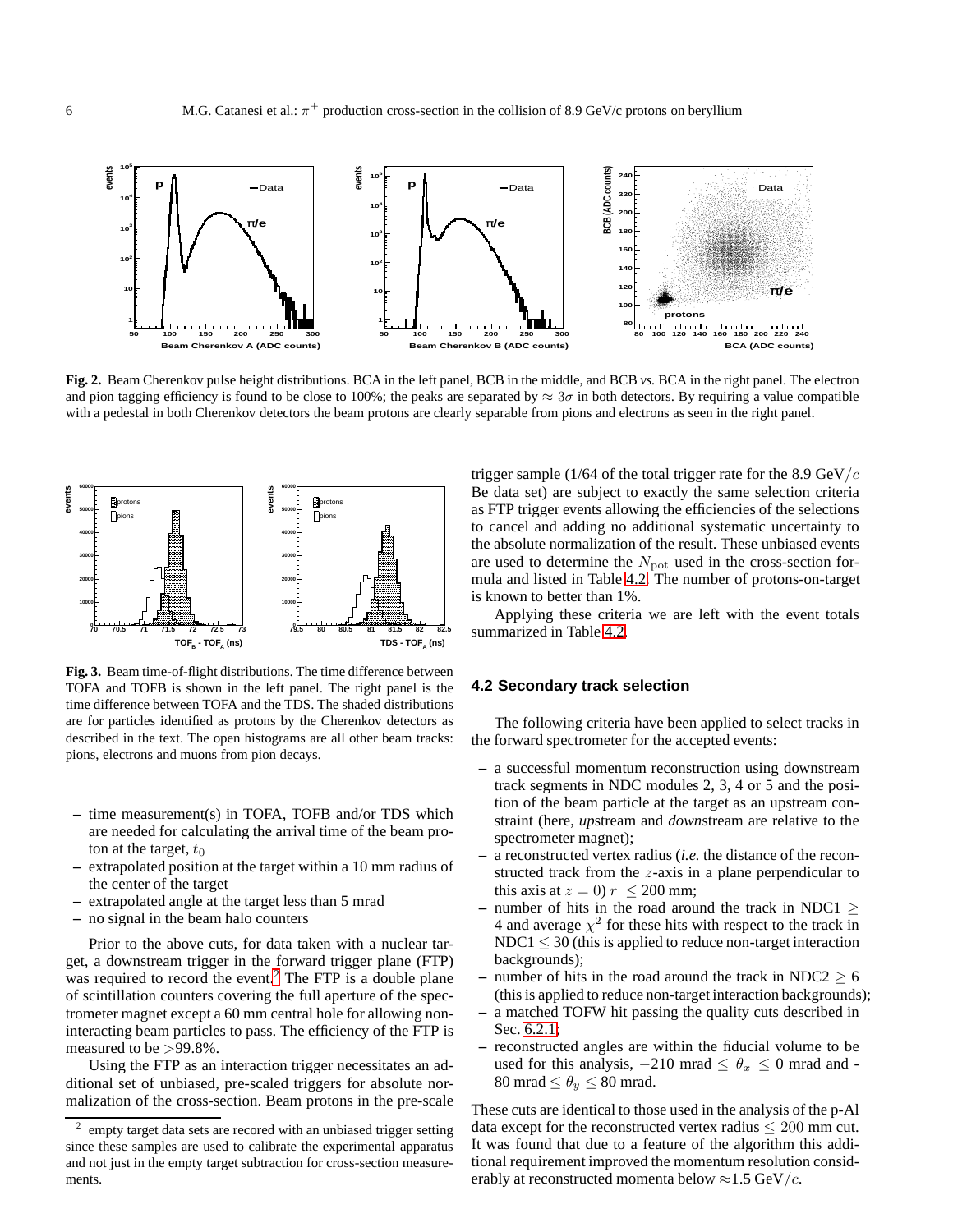**Fig. 2.** Beam Cherenkov pulse height distributions. BCA in the left panel, BCB in the middle, and BCB *vs.* BCA in the right panel. The electron and pion tagging efficiency is found to be close to 100%; the peaks are separated by $\approx 3\sigma$ in both detectors. By requiring a value compatible with a pedestal in both Cherenkov detectors the beam protons are clearly separable from pions and electrons as seen in the right panel.

**Fig. 3.** Beam time-of-flight distributions. The time difference between TOFA and TOFB is shown in the left panel. The right panel is the time difference between TOFA and the TDS. The shaded distributions are for particles identified as protons by the Cherenkov detectors as described in the text. The open histograms are all other beam tracks: pions, electrons and muons from pion decays.

– time measurement(s) in TOFA, TOFB and/or TDS which are needed for calculating the arrival time of the beam proton at the target, $t_0$
– extrapolated position at the target within a 10 mm radius of the center of the target
– extrapolated angle at the target less than 5 mrad
– no signal in the beam halo counters

Prior to the above cuts, for data taken with a nuclear target, a downstream trigger in the forward trigger plane (FTP) was required to record the event.[2] The FTP is a double plane of scintillation counters covering the full aperture of the spectrometer magnet except a 60 mm central hole for allowing non-interacting beam particles to pass. The efficiency of the FTP is measured to be >99.8%.

Using the FTP as an interaction trigger necessitates an additional set of unbiased, pre-scaled triggers for absolute normalization of the cross-section. Beam protons in the pre-scale trigger sample (1/64 of the total trigger rate for the 8.9 GeV/$c$ Be data set) are subject to exactly the same selection criteria as FTP trigger events allowing the efficiencies of the selections to cancel and adding no additional systematic uncertainty to the absolute normalization of the result. These unbiased events are used to determine the $N_{\rm pot}$ used in the cross-section formula and listed in Table 4.2. The number of protons-on-target is known to better than 1%.

Applying these criteria we are left with the event totals summarized in Table 4.2.

### 4.2 Secondary track selection

The following criteria have been applied to select tracks in the forward spectrometer for the accepted events:

– a successful momentum reconstruction using downstream track segments in NDC modules 2, 3, 4 or 5 and the position of the beam particle at the target as an upstream constraint (here, *up*stream and *down*stream are relative to the spectrometer magnet);
– a reconstructed vertex radius (*i.e.* the distance of the reconstructed track from the $z$-axis in a plane perpendicular to this axis at $z = 0$) $r \leq 200$ mm;
– number of hits in the road around the track in NDC1 $\geq$ 4 and average $\chi^2$ for these hits with respect to the track in NDC1 $\leq 30$ (this is applied to reduce non-target interaction backgrounds);
– number of hits in the road around the track in NDC2 $\geq 6$ (this is applied to reduce non-target interaction backgrounds);
– a matched TOFW hit passing the quality cuts described in Sec. 6.2.1;
– reconstructed angles are within the fiducial volume to be used for this analysis, $-210$ mrad $\leq \theta_x \leq 0$ mrad and $-80$ mrad $\leq \theta_y \leq 80$ mrad.

These cuts are identical to those used in the analysis of the p-Al data except for the reconstructed vertex radius $\leq 200$ mm cut. It was found that due to a feature of the algorithm this additional requirement improved the momentum resolution considerably at reconstructed momenta below ≈1.5 GeV/$c$.

[2] empty target data sets are recored with an unbiased trigger setting since these samples are used to calibrate the experimental apparatus and not just in the empty target subtraction for cross-section measurements.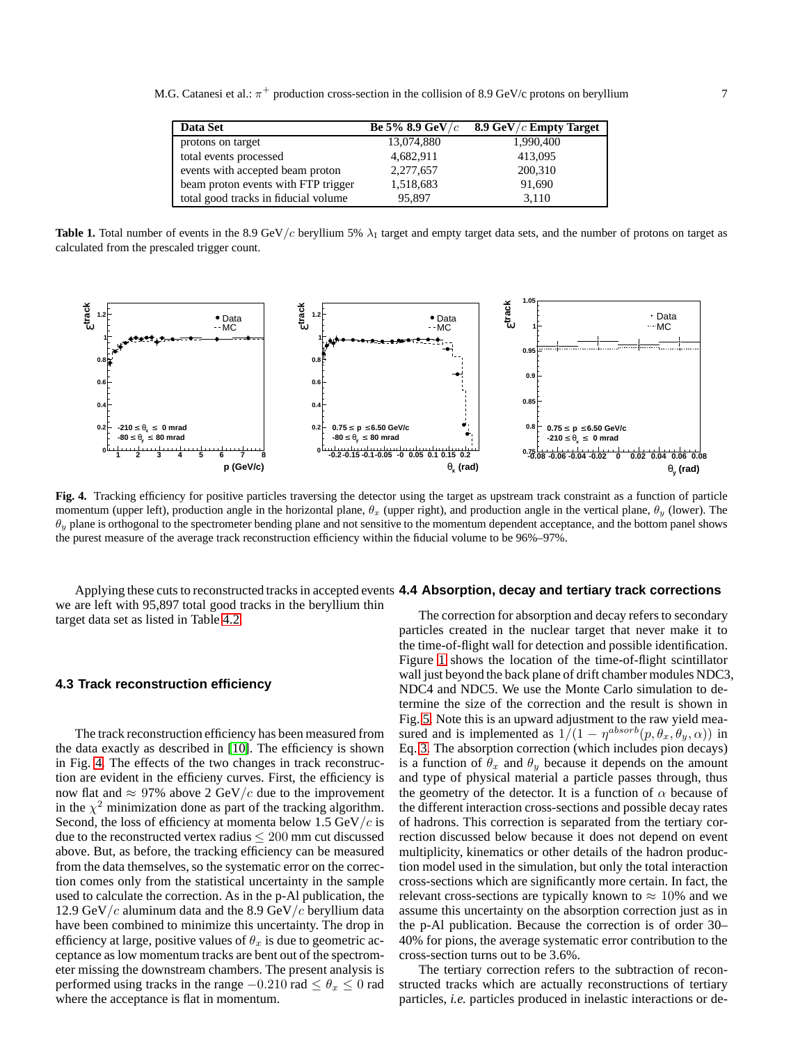| Data Set | Be 5% 8.9 GeV/$c$ | 8.9 GeV/$c$ Empty Target |
|---|---|---|
| protons on target | 13,074,880 | 1,990,400 |
| total events processed | 4,682,911 | 413,095 |
| events with accepted beam proton | 2,277,657 | 200,310 |
| beam proton events with FTP trigger | 1,518,683 | 91,690 |
| total good tracks in fiducial volume | 95,897 | 3,110 |

**Table 1.** Total number of events in the 8.9 GeV/$c$ beryllium 5% $\lambda_{\rm I}$ target and empty target data sets, and the number of protons on target as calculated from the prescaled trigger count.

**Fig. 4.** Tracking efficiency for positive particles traversing the detector using the target as upstream track constraint as a function of particle momentum (upper left), production angle in the horizontal plane, $\theta_x$ (upper right), and production angle in the vertical plane, $\theta_y$ (lower). The $\theta_y$ plane is orthogonal to the spectrometer bending plane and not sensitive to the momentum dependent acceptance, and the bottom panel shows the purest measure of the average track reconstruction efficiency within the fiducial volume to be 96%–97%.

Applying these cuts to reconstructed tracks in accepted events we are left with 95,897 total good tracks in the beryllium thin target data set as listed in Table 4.2.

### 4.3 Track reconstruction efficiency

The track reconstruction efficiency has been measured from the data exactly as described in [10]. The efficiency is shown in Fig. 4. The effects of the two changes in track reconstruction are evident in the efficieny curves. First, the efficiency is now flat and $\approx$ 97% above 2 GeV/$c$ due to the improvement in the $\chi^2$ minimization done as part of the tracking algorithm. Second, the loss of efficiency at momenta below 1.5 GeV/$c$ is due to the reconstructed vertex radius $\leq 200$ mm cut discussed above. But, as before, the tracking efficiency can be measured from the data themselves, so the systematic error on the correction comes only from the statistical uncertainty in the sample used to calculate the correction. As in the p-Al publication, the 12.9 GeV/$c$ aluminum data and the 8.9 GeV/$c$ beryllium data have been combined to minimize this uncertainty. The drop in efficiency at large, positive values of $\theta_x$ is due to geometric acceptance as low momentum tracks are bent out of the spectrometer missing the downstream chambers. The present analysis is performed using tracks in the range $-0.210$ rad $\leq \theta_x \leq 0$ rad where the acceptance is flat in momentum.

### 4.4 Absorption, decay and tertiary track corrections

The correction for absorption and decay refers to secondary particles created in the nuclear target that never make it to the time-of-flight wall for detection and possible identification. Figure 1 shows the location of the time-of-flight scintillator wall just beyond the back plane of drift chamber modules NDC3, NDC4 and NDC5. We use the Monte Carlo simulation to determine the size of the correction and the result is shown in Fig. 5. Note this is an upward adjustment to the raw yield measured and is implemented as $1/(1-\eta^{absorb}(p,\theta_x,\theta_y,\alpha))$ in Eq. 3. The absorption correction (which includes pion decays) is a function of $\theta_x$ and $\theta_y$ because it depends on the amount and type of physical material a particle passes through, thus the geometry of the detector. It is a function of $\alpha$ because of the different interaction cross-sections and possible decay rates of hadrons. This correction is separated from the tertiary correction discussed below because it does not depend on event multiplicity, kinematics or other details of the hadron production model used in the simulation, but only the total interaction cross-sections which are typically more certain. In fact, the relevant cross-sections are typically known to $\approx 10$% and we assume this uncertainty on the absorption correction just as in the p-Al publication. Because the correction is of order 30–40% for pions, the average systematic error contribution to the cross-section turns out to be 3.6%.

The tertiary correction refers to the subtraction of reconstructed tracks which are actually reconstructions of tertiary particles, *i.e.* particles produced in inelastic interactions or de-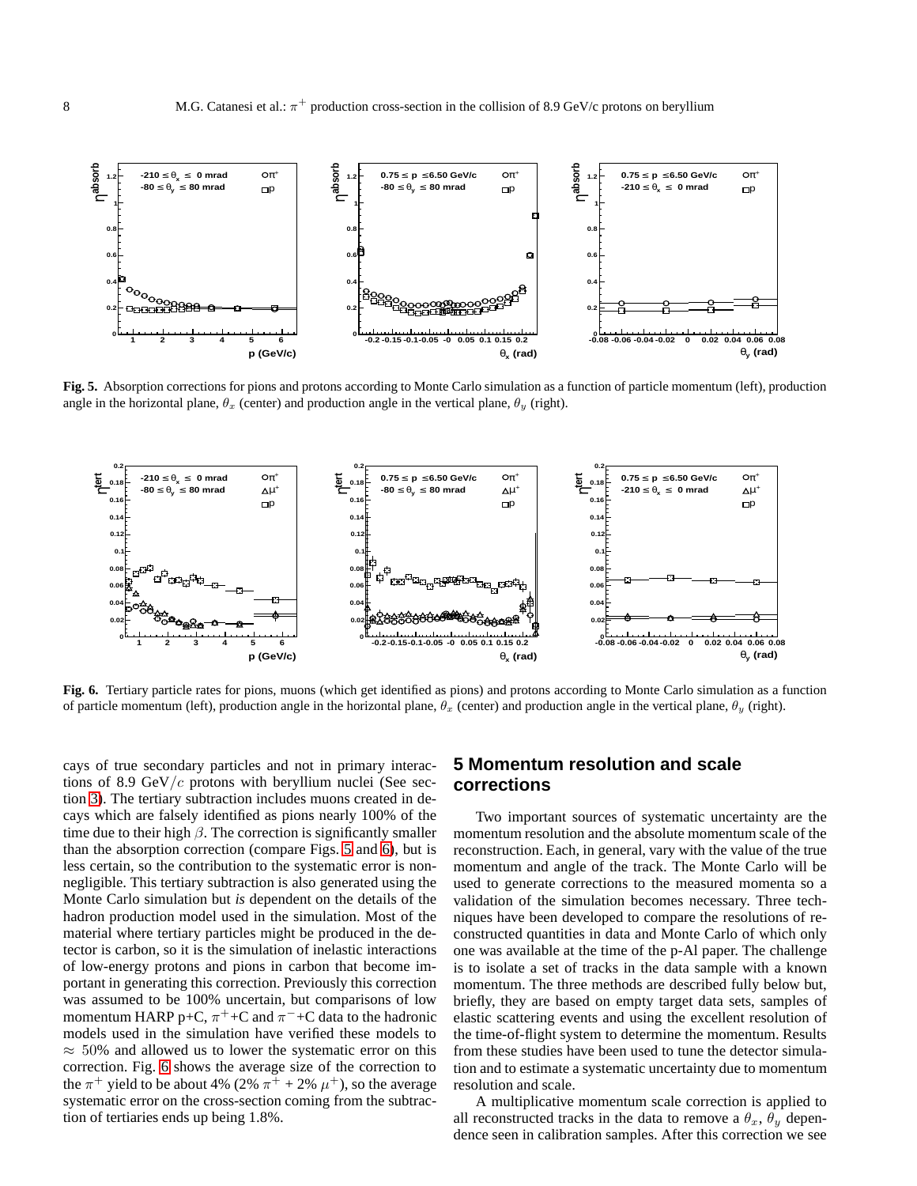**Fig. 5.** Absorption corrections for pions and protons according to Monte Carlo simulation as a function of particle momentum (left), production angle in the horizontal plane, $\theta_x$ (center) and production angle in the vertical plane, $\theta_y$ (right).

**Fig. 6.** Tertiary particle rates for pions, muons (which get identified as pions) and protons according to Monte Carlo simulation as a function of particle momentum (left), production angle in the horizontal plane, $\theta_x$ (center) and production angle in the vertical plane, $\theta_y$ (right).

cays of true secondary particles and not in primary interactions of 8.9 GeV/$c$ protons with beryllium nuclei (See section 3). The tertiary subtraction includes muons created in decays which are falsely identified as pions nearly 100% of the time due to their high $\beta$. The correction is significantly smaller than the absorption correction (compare Figs. 5 and 6), but is less certain, so the contribution to the systematic error is non-negligible. This tertiary subtraction is also generated using the Monte Carlo simulation but *is* dependent on the details of the hadron production model used in the simulation. Most of the material where tertiary particles might be produced in the detector is carbon, so it is the simulation of inelastic interactions of low-energy protons and pions in carbon that become important in generating this correction. Previously this correction was assumed to be 100% uncertain, but comparisons of low momentum HARP p+C, $\pi^+$+C and $\pi^-$+C data to the hadronic models used in the simulation have verified these models to $\approx 50\%$ and allowed us to lower the systematic error on this correction. Fig. 6 shows the average size of the correction to the $\pi^+$ yield to be about 4% (2% $\pi^+$ + 2% $\mu^+$), so the average systematic error on the cross-section coming from the subtraction of tertiaries ends up being 1.8%.

## 5 Momentum resolution and scale corrections

Two important sources of systematic uncertainty are the momentum resolution and the absolute momentum scale of the reconstruction. Each, in general, vary with the value of the true momentum and angle of the track. The Monte Carlo will be used to generate corrections to the measured momenta so a validation of the simulation becomes necessary. Three techniques have been developed to compare the resolutions of reconstructed quantities in data and Monte Carlo of which only one was available at the time of the p-Al paper. The challenge is to isolate a set of tracks in the data sample with a known momentum. The three methods are described fully below but, briefly, they are based on empty target data sets, samples of elastic scattering events and using the excellent resolution of the time-of-flight system to determine the momentum. Results from these studies have been used to tune the detector simulation and to estimate a systematic uncertainty due to momentum resolution and scale.

A multiplicative momentum scale correction is applied to all reconstructed tracks in the data to remove a $\theta_x$, $\theta_y$ dependence seen in calibration samples. After this correction we see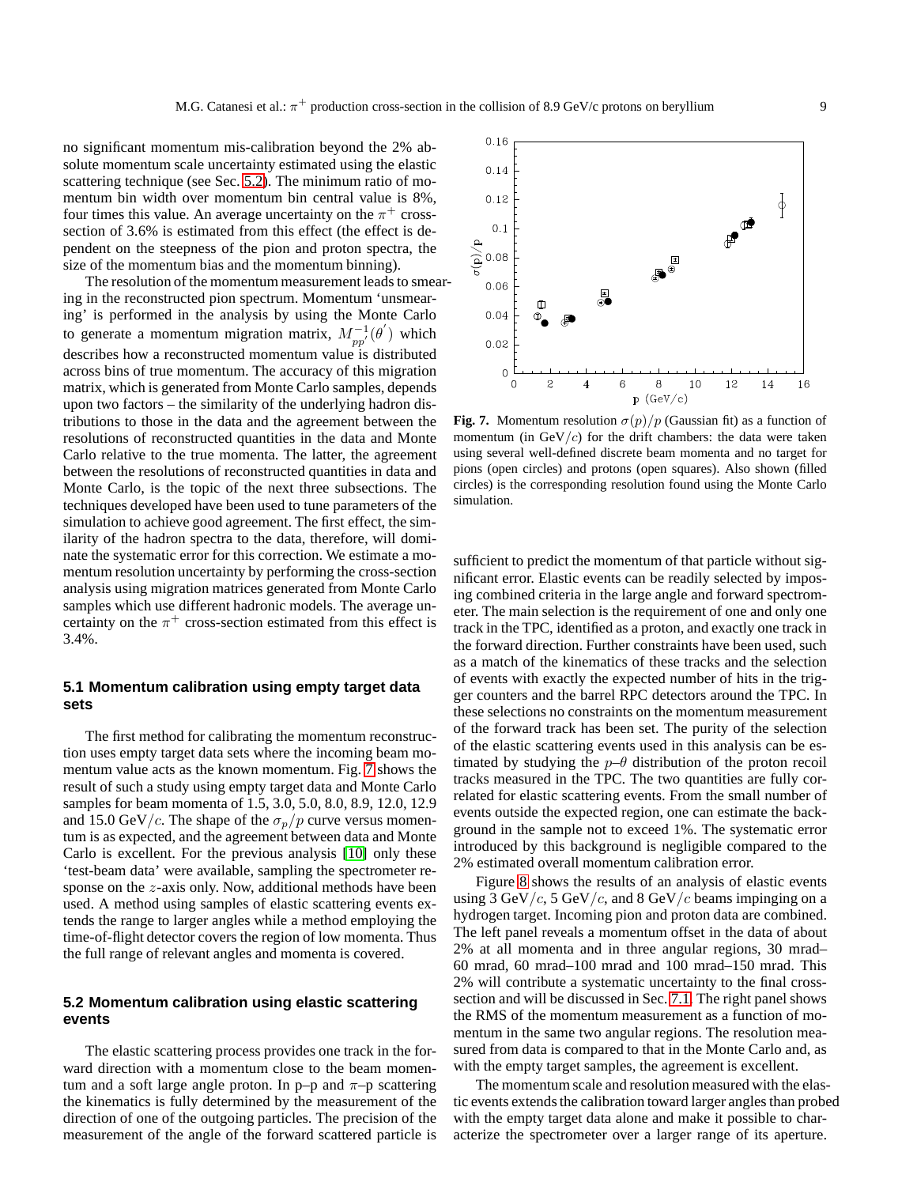no significant momentum mis-calibration beyond the 2% absolute momentum scale uncertainty estimated using the elastic scattering technique (see Sec. 5.2). The minimum ratio of momentum bin width over momentum bin central value is 8%, four times this value. An average uncertainty on the $\pi^+$ cross-section of 3.6% is estimated from this effect (the effect is dependent on the steepness of the pion and proton spectra, the size of the momentum bias and the momentum binning).

The resolution of the momentum measurement leads to smearing in the reconstructed pion spectrum. Momentum 'unsmearing' is performed in the analysis by using the Monte Carlo to generate a momentum migration matrix, $M^{-1}_{pp'}(\theta')$ which describes how a reconstructed momentum value is distributed across bins of true momentum. The accuracy of this migration matrix, which is generated from Monte Carlo samples, depends upon two factors – the similarity of the underlying hadron distributions to those in the data and the agreement between the resolutions of reconstructed quantities in the data and Monte Carlo relative to the true momenta. The latter, the agreement between the resolutions of reconstructed quantities in data and Monte Carlo, is the topic of the next three subsections. The techniques developed have been used to tune parameters of the simulation to achieve good agreement. The first effect, the similarity of the hadron spectra to the data, therefore, will dominate the systematic error for this correction. We estimate a momentum resolution uncertainty by performing the cross-section analysis using migration matrices generated from Monte Carlo samples which use different hadronic models. The average uncertainty on the $\pi^+$ cross-section estimated from this effect is 3.4%.

### 5.1 Momentum calibration using empty target data sets

The first method for calibrating the momentum reconstruction uses empty target data sets where the incoming beam momentum value acts as the known momentum. Fig. 7 shows the result of such a study using empty target data and Monte Carlo samples for beam momenta of 1.5, 3.0, 5.0, 8.0, 8.9, 12.0, 12.9 and 15.0 GeV/$c$. The shape of the $\sigma_p/p$ curve versus momentum is as expected, and the agreement between data and Monte Carlo is excellent. For the previous analysis [10] only these 'test-beam data' were available, sampling the spectrometer response on the $z$-axis only. Now, additional methods have been used. A method using samples of elastic scattering events extends the range to larger angles while a method employing the time-of-flight detector covers the region of low momenta. Thus the full range of relevant angles and momenta is covered.

### 5.2 Momentum calibration using elastic scattering events

The elastic scattering process provides one track in the forward direction with a momentum close to the beam momentum and a soft large angle proton. In p–p and $\pi$–p scattering the kinematics is fully determined by the measurement of the direction of one of the outgoing particles. The precision of the measurement of the angle of the forward scattered particle is sufficient to predict the momentum of that particle without significant error. Elastic events can be readily selected by imposing combined criteria in the large angle and forward spectrometer. The main selection is the requirement of one and only one track in the TPC, identified as a proton, and exactly one track in the forward direction. Further constraints have been used, such as a match of the kinematics of these tracks and the selection of events with exactly the expected number of hits in the trigger counters and the barrel RPC detectors around the TPC. In these selections no constraints on the momentum measurement of the forward track has been set. The purity of the selection of the elastic scattering events used in this analysis can be estimated by studying the $p$–$\theta$ distribution of the proton recoil tracks measured in the TPC. The two quantities are fully correlated for elastic scattering events. From the small number of events outside the expected region, one can estimate the background in the sample not to exceed 1%. The systematic error introduced by this background is negligible compared to the 2% estimated overall momentum calibration error.

**Fig. 7.** Momentum resolution $\sigma(p)/p$ (Gaussian fit) as a function of momentum (in GeV/$c$) for the drift chambers: the data were taken using several well-defined discrete beam momenta and no target for pions (open circles) and protons (open squares). Also shown (filled circles) is the corresponding resolution found using the Monte Carlo simulation.

Figure 8 shows the results of an analysis of elastic events using 3 GeV/$c$, 5 GeV/$c$, and 8 GeV/$c$ beams impinging on a hydrogen target. Incoming pion and proton data are combined. The left panel reveals a momentum offset in the data of about 2% at all momenta and in three angular regions, 30 mrad–60 mrad, 60 mrad–100 mrad and 100 mrad–150 mrad. This 2% will contribute a systematic uncertainty to the final cross-section and will be discussed in Sec. 7.1. The right panel shows the RMS of the momentum measurement as a function of momentum in the same two angular regions. The resolution measured from data is compared to that in the Monte Carlo and, as with the empty target samples, the agreement is excellent.

The momentum scale and resolution measured with the elastic events extends the calibration toward larger angles than probed with the empty target data alone and make it possible to characterize the spectrometer over a larger range of its aperture.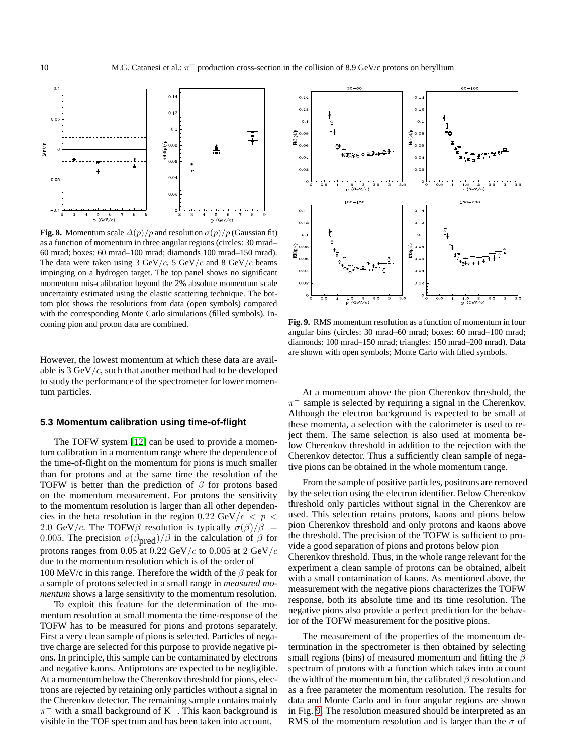**Fig. 8.** Momentum scale $\Delta(p)/p$ and resolution $\sigma(p)/p$ (Gaussian fit) as a function of momentum in three angular regions (circles: 30 mrad–60 mrad; boxes: 60 mrad–100 mrad; diamonds 100 mrad–150 mrad). The data were taken using 3 GeV/$c$, 5 GeV/$c$ and 8 GeV/$c$ beams impinging on a hydrogen target. The top panel shows no significant momentum mis-calibration beyond the 2% absolute momentum scale uncertainty estimated using the elastic scattering technique. The bottom plot shows the resolutions from data (open symbols) compared with the corresponding Monte Carlo simulations (filled symbols). Incoming pion and proton data are combined.

However, the lowest momentum at which these data are available is 3 GeV/$c$, such that another method had to be developed to study the performance of the spectrometer for lower momentum particles.

### 5.3 Momentum calibration using time-of-flight

The TOFW system [12] can be used to provide a momentum calibration in a momentum range where the dependence of the time-of-flight on the momentum for pions is much smaller than for protons and at the same time the resolution of the TOFW is better than the prediction of $\beta$ for protons based on the momentum measurement. For protons the sensitivity to the momentum resolution is larger than all other dependencies in the beta resolution in the region $0.22$ GeV/$c < p < 2.0$ GeV/$c$. The TOFW$\beta$ resolution is typically $\sigma(\beta)/\beta = 0.005$. The precision $\sigma(\beta_{\text{pred}})/\beta$ in the calculation of $\beta$ for protons ranges from 0.05 at $0.22$ GeV/$c$ to 0.005 at 2 GeV/$c$ due to the momentum resolution which is of the order of 100 MeV/c in this range. Therefore the width of the $\beta$ peak for a sample of protons selected in a small range in *measured momentum* shows a large sensitivity to the momentum resolution.

To exploit this feature for the determination of the momentum resolution at small momenta the time-response of the TOFW has to be measured for pions and protons separately. First a very clean sample of pions is selected. Particles of negative charge are selected for this purpose to provide negative pions. In principle, this sample can be contaminated by electrons and negative kaons. Antiprotons are expected to be negligible. At a momentum below the Cherenkov threshold for pions, electrons are rejected by retaining only particles without a signal in the Cherenkov detector. The remaining sample contains mainly $\pi^-$ with a small background of $K^-$. This kaon background is visible in the TOF spectrum and has been taken into account.

**Fig. 9.** RMS momentum resolution as a function of momentum in four angular bins (circles: 30 mrad–60 mrad; boxes: 60 mrad–100 mrad; diamonds: 100 mrad–150 mrad; triangles: 150 mrad–200 mrad). Data are shown with open symbols; Monte Carlo with filled symbols.

At a momentum above the pion Cherenkov threshold, the $\pi^-$ sample is selected by requiring a signal in the Cherenkov. Although the electron background is expected to be small at these momenta, a selection with the calorimeter is used to reject them. The same selection is also used at momenta below Cherenkov threshold in addition to the rejection with the Cherenkov detector. Thus a sufficiently clean sample of negative pions can be obtained in the whole momentum range.

From the sample of positive particles, positrons are removed by the selection using the electron identifier. Below Cherenkov threshold only particles without signal in the Cherenkov are used. This selection retains protons, kaons and pions below pion Cherenkov threshold and only protons and kaons above the threshold. The precision of the TOFW is sufficient to provide a good separation of pions and protons below pion Cherenkov threshold. Thus, in the whole range relevant for the experiment a clean sample of protons can be obtained, albeit with a small contamination of kaons. As mentioned above, the measurement with the negative pions characterizes the TOFW response, both its absolute time and its time resolution. The negative pions also provide a perfect prediction for the behavior of the TOFW measurement for the positive pions.

The measurement of the properties of the momentum determination in the spectrometer is then obtained by selecting small regions (bins) of measured momentum and fitting the $\beta$ spectrum of protons with a function which takes into account the width of the momentum bin, the calibrated $\beta$ resolution and as a free parameter the momentum resolution. The results for data and Monte Carlo and in four angular regions are shown in Fig. 9. The resolution measured should be interpreted as an RMS of the momentum resolution and is larger than the $\sigma$ of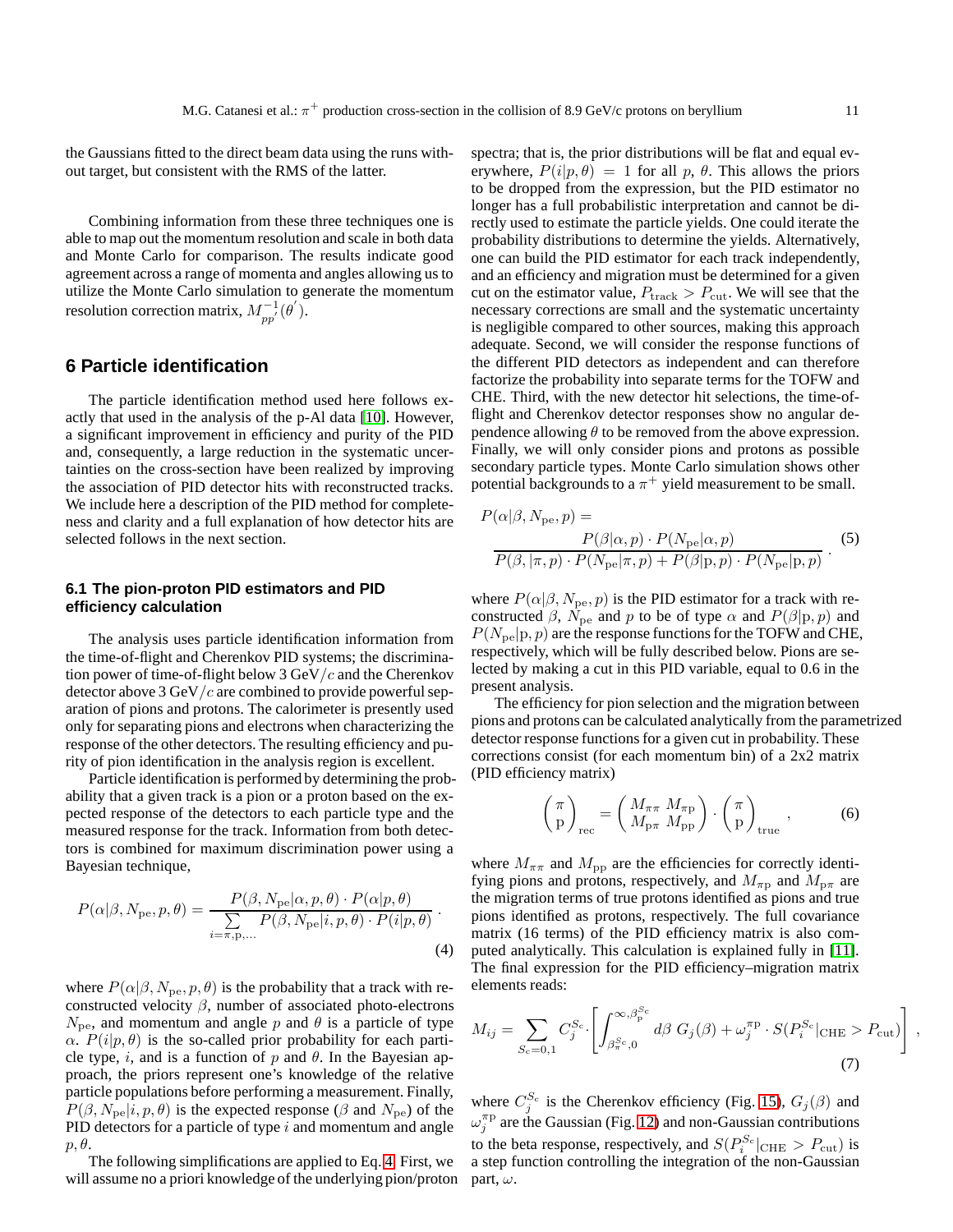the Gaussians fitted to the direct beam data using the runs without target, but consistent with the RMS of the latter.

Combining information from these three techniques one is able to map out the momentum resolution and scale in both data and Monte Carlo for comparison. The results indicate good agreement across a range of momenta and angles allowing us to utilize the Monte Carlo simulation to generate the momentum resolution correction matrix, $M^{-1}_{pp'}(\theta')$.

## 6 Particle identification

The particle identification method used here follows exactly that used in the analysis of the p-Al data [10]. However, a significant improvement in efficiency and purity of the PID and, consequently, a large reduction in the systematic uncertainties on the cross-section have been realized by improving the association of PID detector hits with reconstructed tracks. We include here a description of the PID method for completeness and clarity and a full explanation of how detector hits are selected follows in the next section.

### 6.1 The pion-proton PID estimators and PID efficiency calculation

The analysis uses particle identification information from the time-of-flight and Cherenkov PID systems; the discrimination power of time-of-flight below 3 GeV/$c$ and the Cherenkov detector above 3 GeV/$c$ are combined to provide powerful separation of pions and protons. The calorimeter is presently used only for separating pions and electrons when characterizing the response of the other detectors. The resulting efficiency and purity of pion identification in the analysis region is excellent.

Particle identification is performed by determining the probability that a given track is a pion or a proton based on the expected response of the detectors to each particle type and the measured response for the track. Information from both detectors is combined for maximum discrimination power using a Bayesian technique,

$$P(\alpha|\beta, N_{\rm pe}, p, \theta) = \frac{P(\beta, N_{\rm pe}|\alpha, p, \theta) \cdot P(\alpha|p, \theta)}{\sum\limits_{i=\pi,{\rm p},...} P(\beta, N_{\rm pe}|i, p, \theta) \cdot P(i|p, \theta)} . \quad (4)$$

where $P(\alpha|\beta, N_{\rm pe}, p, \theta)$ is the probability that a track with reconstructed velocity $\beta$, number of associated photo-electrons $N_{\rm pe}$, and momentum and angle $p$ and $\theta$ is a particle of type $\alpha$. $P(i|p, \theta)$ is the so-called prior probability for each particle type, $i$, and is a function of $p$ and $\theta$. In the Bayesian approach, the priors represent one's knowledge of the relative particle populations before performing a measurement. Finally, $P(\beta, N_{\rm pe}|i, p, \theta)$ is the expected response ($\beta$ and $N_{\rm pe}$) of the PID detectors for a particle of type $i$ and momentum and angle $p, \theta$.

The following simplifications are applied to Eq. 4. First, we will assume no a priori knowledge of the underlying pion/proton spectra; that is, the prior distributions will be flat and equal everywhere, $P(i|p, \theta) = 1$ for all $p$, $\theta$. This allows the priors to be dropped from the expression, but the PID estimator no longer has a full probabilistic interpretation and cannot be directly used to estimate the particle yields. One could iterate the probability distributions to determine the yields. Alternatively, one can build the PID estimator for each track independently, and an efficiency and migration must be determined for a given cut on the estimator value, $P_{\rm track} > P_{\rm cut}$. We will see that the necessary corrections are small and the systematic uncertainty is negligible compared to other sources, making this approach adequate. Second, we will consider the response functions of the different PID detectors as independent and can therefore factorize the probability into separate terms for the TOFW and CHE. Third, with the new detector hit selections, the time-of-flight and Cherenkov detector responses show no angular dependence allowing $\theta$ to be removed from the above expression. Finally, we will only consider pions and protons as possible secondary particle types. Monte Carlo simulation shows other potential backgrounds to a $\pi^+$ yield measurement to be small.

$$P(\alpha|\beta, N_{\rm pe}, p) = \frac{P(\beta|\alpha, p) \cdot P(N_{\rm pe}|\alpha, p)}{P(\beta, |\pi, p) \cdot P(N_{\rm pe}|\pi, p) + P(\beta|{\rm p}, p) \cdot P(N_{\rm pe}|{\rm p}, p)} . \quad (5)$$

where $P(\alpha|\beta, N_{\rm pe}, p)$ is the PID estimator for a track with reconstructed $\beta$, $N_{\rm pe}$ and $p$ to be of type $\alpha$ and $P(\beta|{\rm p}, p)$ and $P(N_{\rm pe}|{\rm p}, p)$ are the response functions for the TOFW and CHE, respectively, which will be fully described below. Pions are selected by making a cut in this PID variable, equal to 0.6 in the present analysis.

The efficiency for pion selection and the migration between pions and protons can be calculated analytically from the parametrized detector response functions for a given cut in probability. These corrections consist (for each momentum bin) of a 2x2 matrix (PID efficiency matrix)

$$\begin{pmatrix} \pi \\ {\rm p} \end{pmatrix}_{\rm rec} = \begin{pmatrix} M_{\pi\pi} & M_{\pi{\rm p}} \\ M_{{\rm p}\pi} & M_{\rm pp} \end{pmatrix} \cdot \begin{pmatrix} \pi \\ {\rm p} \end{pmatrix}_{\rm true} , \quad (6)$$

where $M_{\pi\pi}$ and $M_{\rm pp}$ are the efficiencies for correctly identifying pions and protons, respectively, and $M_{\pi{\rm p}}$ and $M_{{\rm p}\pi}$ are the migration terms of true protons identified as pions and true pions identified as protons, respectively. The full covariance matrix (16 terms) of the PID efficiency matrix is also computed analytically. This calculation is explained fully in [11]. The final expression for the PID efficiency–migration matrix elements reads:

$$M_{ij} = \sum_{S_c=0,1} C_j^{S_c} \cdot \left[ \int_{\beta_\pi^{S_c},0}^{\infty, \beta_{\rm p}^{S_c}} d\beta \; G_j(\beta) + \omega_j^{\pi{\rm p}} \cdot S(P_i^{S_c}|_{\rm CHE} > P_{\rm cut}) \right] , \quad (7)$$

where $C_j^{S_c}$ is the Cherenkov efficiency (Fig. 15), $G_j(\beta)$ and $\omega_j^{\pi{\rm p}}$ are the Gaussian (Fig. 12) and non-Gaussian contributions to the beta response, respectively, and $S(P_i^{S_c}|_{\rm CHE} > P_{\rm cut})$ is a step function controlling the integration of the non-Gaussian part, $\omega$.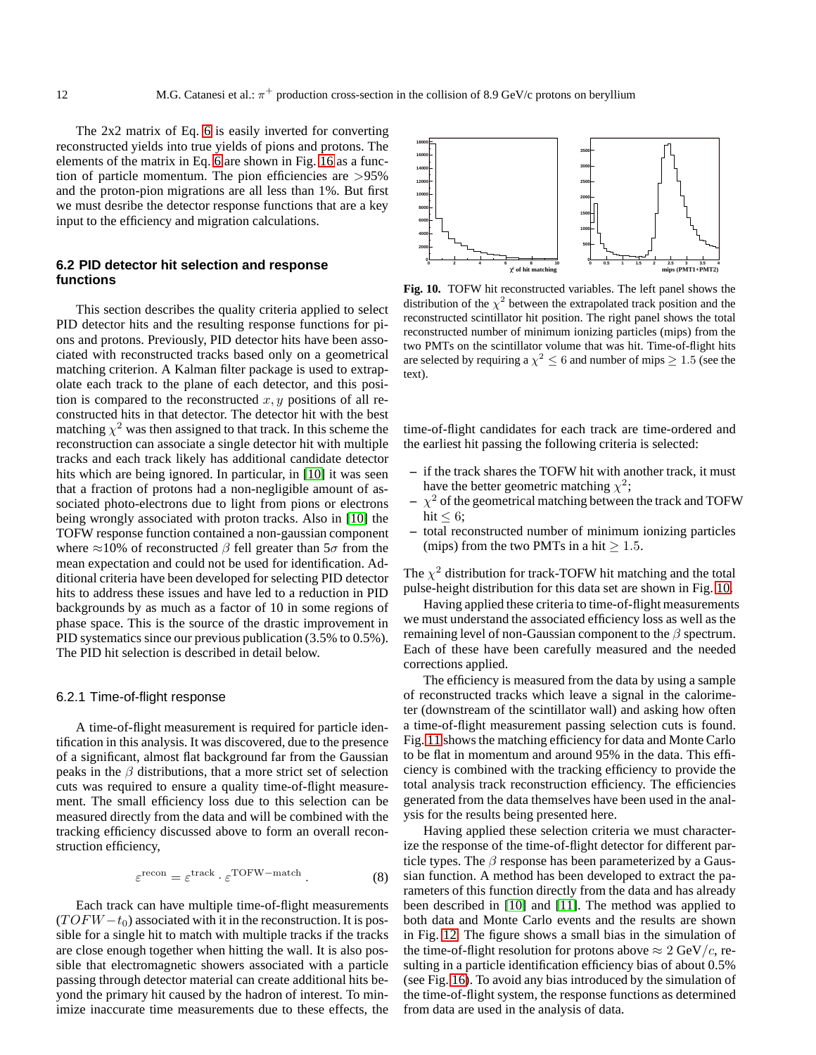The 2x2 matrix of Eq. 6 is easily inverted for converting reconstructed yields into true yields of pions and protons. The elements of the matrix in Eq. 6 are shown in Fig. 16 as a function of particle momentum. The pion efficiencies are >95% and the proton-pion migrations are all less than 1%. But first we must desribe the detector response functions that are a key input to the efficiency and migration calculations.

### 6.2 PID detector hit selection and response functions

This section describes the quality criteria applied to select PID detector hits and the resulting response functions for pions and protons. Previously, PID detector hits have been associated with reconstructed tracks based only on a geometrical matching criterion. A Kalman filter package is used to extrapolate each track to the plane of each detector, and this position is compared to the reconstructed $x, y$ positions of all reconstructed hits in that detector. The detector hit with the best matching $\chi^2$ was then assigned to that track. In this scheme the reconstruction can associate a single detector hit with multiple tracks and each track likely has additional candidate detector hits which are being ignored. In particular, in [10] it was seen that a fraction of protons had a non-negligible amount of associated photo-electrons due to light from pions or electrons being wrongly associated with proton tracks. Also in [10] the TOFW response function contained a non-gaussian component where ≈10% of reconstructed $\beta$ fell greater than $5\sigma$ from the mean expectation and could not be used for identification. Additional criteria have been developed for selecting PID detector hits to address these issues and have led to a reduction in PID backgrounds by as much as a factor of 10 in some regions of phase space. This is the source of the drastic improvement in PID systematics since our previous publication (3.5% to 0.5%). The PID hit selection is described in detail below.

#### 6.2.1 Time-of-flight response

A time-of-flight measurement is required for particle identification in this analysis. It was discovered, due to the presence of a significant, almost flat background far from the Gaussian peaks in the $\beta$ distributions, that a more strict set of selection cuts was required to ensure a quality time-of-flight measurement. The small efficiency loss due to this selection can be measured directly from the data and will be combined with the tracking efficiency discussed above to form an overall reconstruction efficiency,

$$\varepsilon^{\text{recon}} = \varepsilon^{\text{track}} \cdot \varepsilon^{\text{TOFW-match}} . \tag{8}$$

Each track can have multiple time-of-flight measurements ($TOFW - t_0$) associated with it in the reconstruction. It is possible for a single hit to match with multiple tracks if the tracks are close enough together when hitting the wall. It is also possible that electromagnetic showers associated with a particle passing through detector material can create additional hits beyond the primary hit caused by the hadron of interest. To minimize inaccurate time measurements due to these effects, the time-of-flight candidates for each track are time-ordered and the earliest hit passing the following criteria is selected:

- if the track shares the TOFW hit with another track, it must have the better geometric matching $\chi^2$;
- $\chi^2$ of the geometrical matching between the track and TOFW hit $\leq 6$;
- total reconstructed number of minimum ionizing particles (mips) from the two PMTs in a hit $\geq 1.5$.

**Fig. 10.** TOFW hit reconstructed variables. The left panel shows the distribution of the $\chi^2$ between the extrapolated track position and the reconstructed scintillator hit position. The right panel shows the total reconstructed number of minimum ionizing particles (mips) from the two PMTs on the scintillator volume that was hit. Time-of-flight hits are selected by requiring a $\chi^2 \leq 6$ and number of mips $\geq 1.5$ (see the text).

The $\chi^2$ distribution for track-TOFW hit matching and the total pulse-height distribution for this data set are shown in Fig. 10.

Having applied these criteria to time-of-flight measurements we must understand the associated efficiency loss as well as the remaining level of non-Gaussian component to the $\beta$ spectrum. Each of these have been carefully measured and the needed corrections applied.

The efficiency is measured from the data by using a sample of reconstructed tracks which leave a signal in the calorimeter (downstream of the scintillator wall) and asking how often a time-of-flight measurement passing selection cuts is found. Fig. 11 shows the matching efficiency for data and Monte Carlo to be flat in momentum and around 95% in the data. This efficiency is combined with the tracking efficiency to provide the total analysis track reconstruction efficiency. The efficiencies generated from the data themselves have been used in the analysis for the results being presented here.

Having applied these selection criteria we must characterize the response of the time-of-flight detector for different particle types. The $\beta$ response has been parameterized by a Gaussian function. A method has been developed to extract the parameters of this function directly from the data and has already been described in [10] and [11]. The method was applied to both data and Monte Carlo events and the results are shown in Fig. 12. The figure shows a small bias in the simulation of the time-of-flight resolution for protons above ≈ 2 GeV/$c$, resulting in a particle identification efficiency bias of about 0.5% (see Fig. 16). To avoid any bias introduced by the simulation of the time-of-flight system, the response functions as determined from data are used in the analysis of data.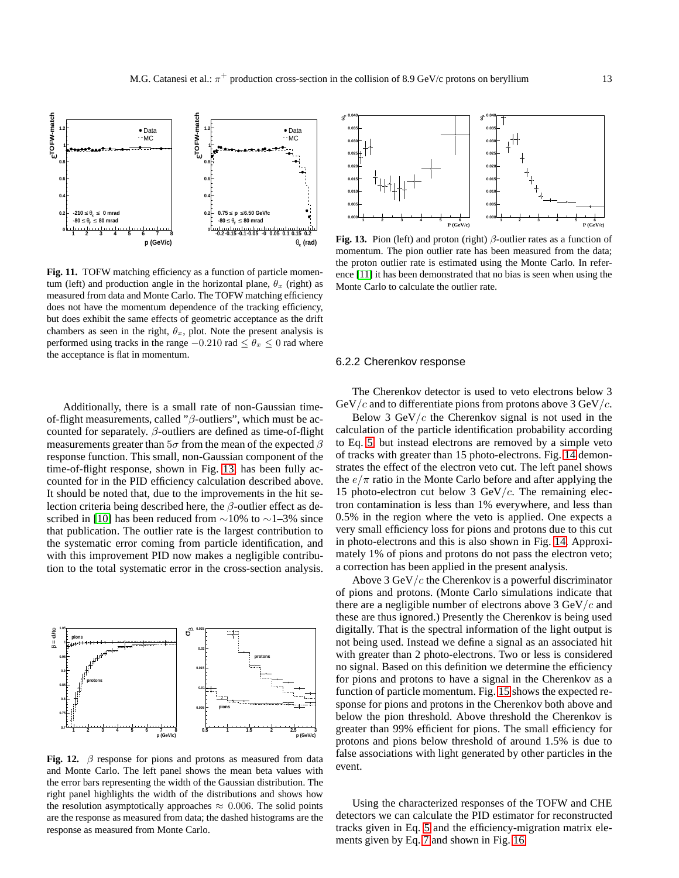**Fig. 11.** TOFW matching efficiency as a function of particle momentum (left) and production angle in the horizontal plane, $\theta_x$ (right) as measured from data and Monte Carlo. The TOFW matching efficiency does not have the momentum dependence of the tracking efficiency, but does exhibit the same effects of geometric acceptance as the drift chambers as seen in the right, $\theta_x$, plot. Note the present analysis is performed using tracks in the range $-0.210$ rad $\leq \theta_x \leq 0$ rad where the acceptance is flat in momentum.

Additionally, there is a small rate of non-Gaussian time-of-flight measurements, called "$\beta$-outliers", which must be accounted for separately. $\beta$-outliers are defined as time-of-flight measurements greater than $5\sigma$ from the mean of the expected $\beta$ response function. This small, non-Gaussian component of the time-of-flight response, shown in Fig. 13, has been fully accounted for in the PID efficiency calculation described above. It should be noted that, due to the improvements in the hit selection criteria being described here, the $\beta$-outlier effect as described in [10] has been reduced from $\sim$10% to $\sim$1–3% since that publication. The outlier rate is the largest contribution to the systematic error coming from particle identification, and with this improvement PID now makes a negligible contribution to the total systematic error in the cross-section analysis.

**Fig. 12.** $\beta$ response for pions and protons as measured from data and Monte Carlo. The left panel shows the mean beta values with the error bars representing the width of the Gaussian distribution. The right panel highlights the width of the distributions and shows how the resolution asymptotically approaches $\approx 0.006$. The solid points are the response as measured from data; the dashed histograms are the response as measured from Monte Carlo.

**Fig. 13.** Pion (left) and proton (right) $\beta$-outlier rates as a function of momentum. The pion outlier rate has been measured from the data; the proton outlier rate is estimated using the Monte Carlo. In reference [11] it has been demonstrated that no bias is seen when using the Monte Carlo to calculate the outlier rate.

### 6.2.2 Cherenkov response

The Cherenkov detector is used to veto electrons below 3 GeV/$c$ and to differentiate pions from protons above 3 GeV/$c$.

Below 3 GeV/$c$ the Cherenkov signal is not used in the calculation of the particle identification probability according to Eq. 5 but instead electrons are removed by a simple veto of tracks with greater than 15 photo-electrons. Fig. 14 demonstrates the effect of the electron veto cut. The left panel shows the $e/\pi$ ratio in the Monte Carlo before and after applying the 15 photo-electron cut below 3 GeV/$c$. The remaining electron contamination is less than 1% everywhere, and less than 0.5% in the region where the veto is applied. One expects a very small efficiency loss for pions and protons due to this cut in photo-electrons and this is also shown in Fig. 14. Approximately 1% of pions and protons do not pass the electron veto; a correction has been applied in the present analysis.

Above 3 GeV/$c$ the Cherenkov is a powerful discriminator of pions and protons. (Monte Carlo simulations indicate that there are a negligible number of electrons above 3 GeV/$c$ and these are thus ignored.) Presently the Cherenkov is being used digitally. That is the spectral information of the light output is not being used. Instead we define a signal as an associated hit with greater than 2 photo-electrons. Two or less is considered no signal. Based on this definition we determine the efficiency for pions and protons to have a signal in the Cherenkov as a function of particle momentum. Fig. 15 shows the expected response for pions and protons in the Cherenkov both above and below the pion threshold. Above threshold the Cherenkov is greater than 99% efficient for pions. The small efficiency for protons and pions below threshold of around 1.5% is due to false associations with light generated by other particles in the event.

Using the characterized responses of the TOFW and CHE detectors we can calculate the PID estimator for reconstructed tracks given in Eq. 5 and the efficiency-migration matrix elements given by Eq. 7 and shown in Fig. 16.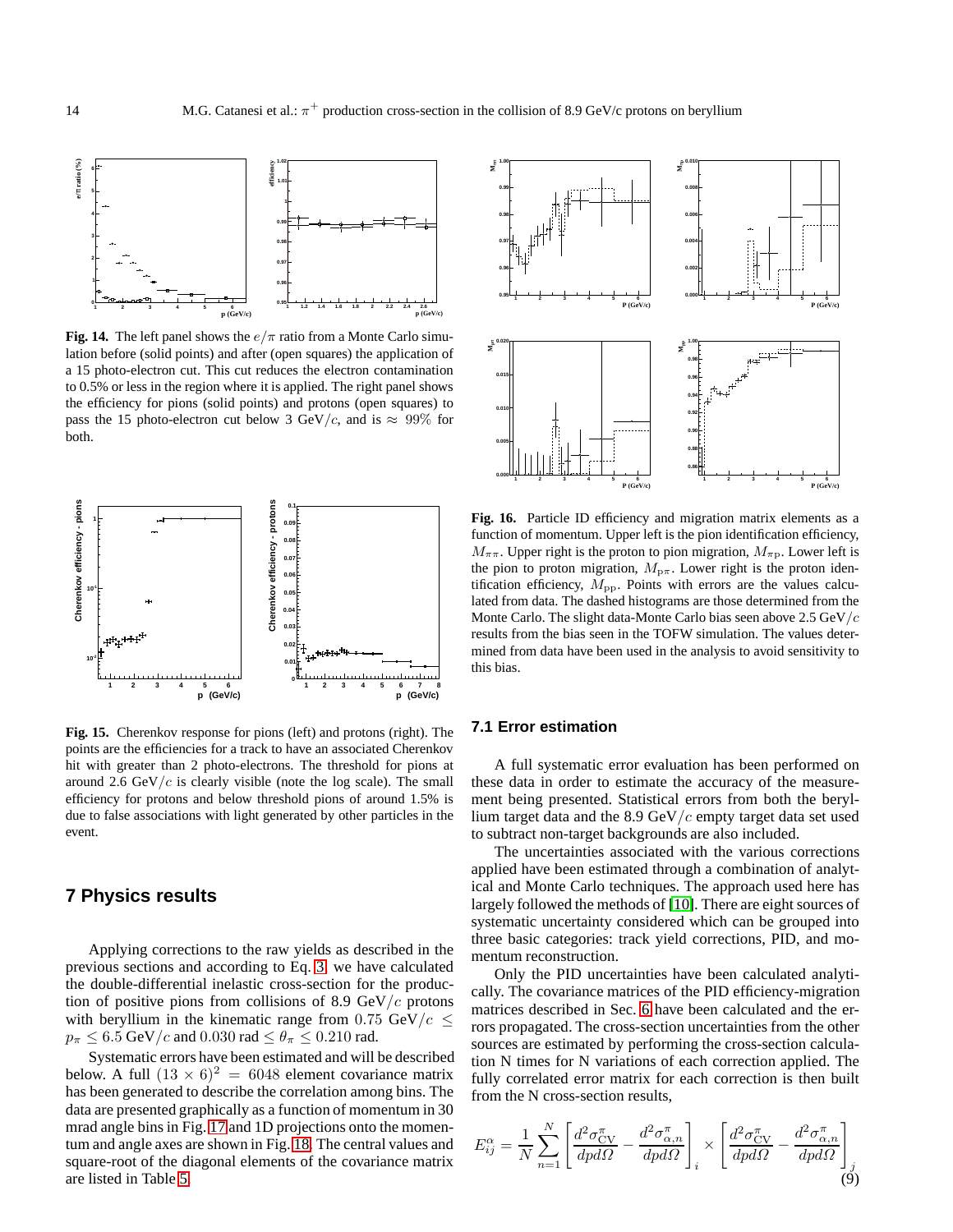**Fig. 14.** The left panel shows the $e/\pi$ ratio from a Monte Carlo simulation before (solid points) and after (open squares) the application of a 15 photo-electron cut. This cut reduces the electron contamination to 0.5% or less in the region where it is applied. The right panel shows the efficiency for pions (solid points) and protons (open squares) to pass the 15 photo-electron cut below 3 GeV/$c$, and is $\approx$ 99% for both.

**Fig. 15.** Cherenkov response for pions (left) and protons (right). The points are the efficiencies for a track to have an associated Cherenkov hit with greater than 2 photo-electrons. The threshold for pions at around 2.6 GeV/$c$ is clearly visible (note the log scale). The small efficiency for protons and below threshold pions of around 1.5% is due to false associations with light generated by other particles in the event.

## 7 Physics results

Applying corrections to the raw yields as described in the previous sections and according to Eq. 3 we have calculated the double-differential inelastic cross-section for the production of positive pions from collisions of 8.9 GeV/$c$ protons with beryllium in the kinematic range from 0.75 GeV/$c$ $\leq p_\pi \leq 6.5$ GeV/$c$ and $0.030$ rad $\leq \theta_\pi \leq 0.210$ rad.

Systematic errors have been estimated and will be described below. A full $(13 \times 6)^2 = 6048$ element covariance matrix has been generated to describe the correlation among bins. The data are presented graphically as a function of momentum in 30 mrad angle bins in Fig. 17 and 1D projections onto the momentum and angle axes are shown in Fig. 18. The central values and square-root of the diagonal elements of the covariance matrix are listed in Table 5.

**Fig. 16.** Particle ID efficiency and migration matrix elements as a function of momentum. Upper left is the pion identification efficiency, $M_{\pi\pi}$. Upper right is the proton to pion migration, $M_{\pi\mathrm{p}}$. Lower left is the pion to proton migration, $M_{\mathrm{p}\pi}$. Lower right is the proton identification efficiency, $M_{\mathrm{pp}}$. Points with errors are the values calculated from data. The dashed histograms are those determined from the Monte Carlo. The slight data-Monte Carlo bias seen above 2.5 GeV/$c$ results from the bias seen in the TOFW simulation. The values determined from data have been used in the analysis to avoid sensitivity to this bias.

### 7.1 Error estimation

A full systematic error evaluation has been performed on these data in order to estimate the accuracy of the measurement being presented. Statistical errors from both the beryllium target data and the 8.9 GeV/$c$ empty target data set used to subtract non-target backgrounds are also included.

The uncertainties associated with the various corrections applied have been estimated through a combination of analytical and Monte Carlo techniques. The approach used here has largely followed the methods of [10]. There are eight sources of systematic uncertainty considered which can be grouped into three basic categories: track yield corrections, PID, and momentum reconstruction.

Only the PID uncertainties have been calculated analytically. The covariance matrices of the PID efficiency-migration matrices described in Sec. 6 have been calculated and the errors propagated. The cross-section uncertainties from the other sources are estimated by performing the cross-section calculation N times for N variations of each correction applied. The fully correlated error matrix for each correction is then built from the N cross-section results,

$$E^\alpha_{ij} = \frac{1}{N}\sum_{n=1}^{N}\left[\frac{d^2\sigma^\pi_{\mathrm{CV}}}{dpd\Omega} - \frac{d^2\sigma^\pi_{\alpha,n}}{dpd\Omega}\right]_i \times \left[\frac{d^2\sigma^\pi_{\mathrm{CV}}}{dpd\Omega} - \frac{d^2\sigma^\pi_{\alpha,n}}{dpd\Omega}\right]_j \tag{9}$$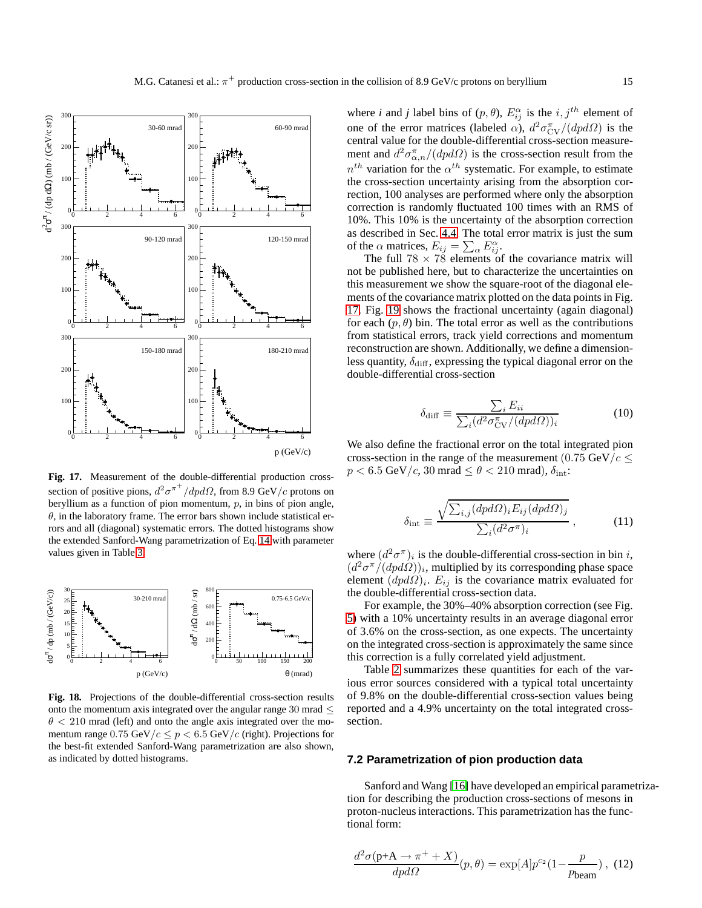Fig. 17. Measurement of the double-differential production cross-section of positive pions, $d^2\sigma^{\pi^+}/dpd\Omega$, from 8.9 GeV/$c$ protons on beryllium as a function of pion momentum, $p$, in bins of pion angle, $\theta$, in the laboratory frame. The error bars shown include statistical errors and all (diagonal) systematic errors. The dotted histograms show the extended Sanford-Wang parametrization of Eq. 14 with parameter values given in Table 3.

Fig. 18. Projections of the double-differential cross-section results onto the momentum axis integrated over the angular range 30 mrad $\leq \theta < 210$ mrad (left) and onto the angle axis integrated over the momentum range $0.75$ GeV/$c \leq p < 6.5$ GeV/$c$ (right). Projections for the best-fit extended Sanford-Wang parametrization are also shown, as indicated by dotted histograms.

where $i$ and $j$ label bins of $(p, \theta)$, $E^{\alpha}_{ij}$ is the $i, j^{th}$ element of one of the error matrices (labeled $\alpha$), $d^2\sigma^{\pi}_{\rm CV}/(dpd\Omega)$ is the central value for the double-differential cross-section measurement and $d^2\sigma^{\pi}_{\alpha,n}/(dpd\Omega)$ is the cross-section result from the $n^{th}$ variation for the $\alpha^{th}$ systematic. For example, to estimate the cross-section uncertainty arising from the absorption correction, 100 analyses are performed where only the absorption correction is randomly fluctuated 100 times with an RMS of 10%. This 10% is the uncertainty of the absorption correction as described in Sec. 4.4. The total error matrix is just the sum of the $\alpha$ matrices, $E_{ij} = \sum_{\alpha} E^{\alpha}_{ij}$.

The full $78 \times 78$ elements of the covariance matrix will not be published here, but to characterize the uncertainties on this measurement we show the square-root of the diagonal elements of the covariance matrix plotted on the data points in Fig. 17. Fig. 19 shows the fractional uncertainty (again diagonal) for each $(p, \theta)$ bin. The total error as well as the contributions from statistical errors, track yield corrections and momentum reconstruction are shown. Additionally, we define a dimensionless quantity, $\delta_{\rm diff}$, expressing the typical diagonal error on the double-differential cross-section

$$\delta_{\rm diff} \equiv \frac{\sum_i E_{ii}}{\sum_i (d^2\sigma^{\pi}_{\rm CV}/(dpd\Omega))_i} \qquad (10)$$

We also define the fractional error on the total integrated pion cross-section in the range of the measurement ($0.75$ GeV/$c \leq p < 6.5$ GeV/$c$, 30 mrad $\leq \theta < 210$ mrad), $\delta_{\rm int}$:

$$\delta_{\rm int} \equiv \frac{\sqrt{\sum_{i,j} (dpd\Omega)_i E_{ij} (dpd\Omega)_j}}{\sum_i (d^2\sigma^{\pi})_i}, \qquad (11)$$

where $(d^2\sigma^{\pi})_i$ is the double-differential cross-section in bin $i$, $(d^2\sigma^{\pi}/(dpd\Omega))_i$, multiplied by its corresponding phase space element $(dpd\Omega)_i$. $E_{ij}$ is the covariance matrix evaluated for the double-differential cross-section data.

For example, the 30%–40% absorption correction (see Fig. 5) with a 10% uncertainty results in an average diagonal error of 3.6% on the cross-section, as one expects. The uncertainty on the integrated cross-section is approximately the same since this correction is a fully correlated yield adjustment.

Table 2 summarizes these quantities for each of the various error sources considered with a typical total uncertainty of 9.8% on the double-differential cross-section values being reported and a 4.9% uncertainty on the total integrated cross-section.

### 7.2 Parametrization of pion production data

Sanford and Wang [16] have developed an empirical parametrization for describing the production cross-sections of mesons in proton-nucleus interactions. This parametrization has the functional form:

$$\frac{d^2\sigma(\text{p+A} \rightarrow \pi^+ + X)}{dpd\Omega}(p, \theta) = \exp[A] p^{c_2} (1 - \frac{p}{p_{\rm beam}}), \quad (12)$$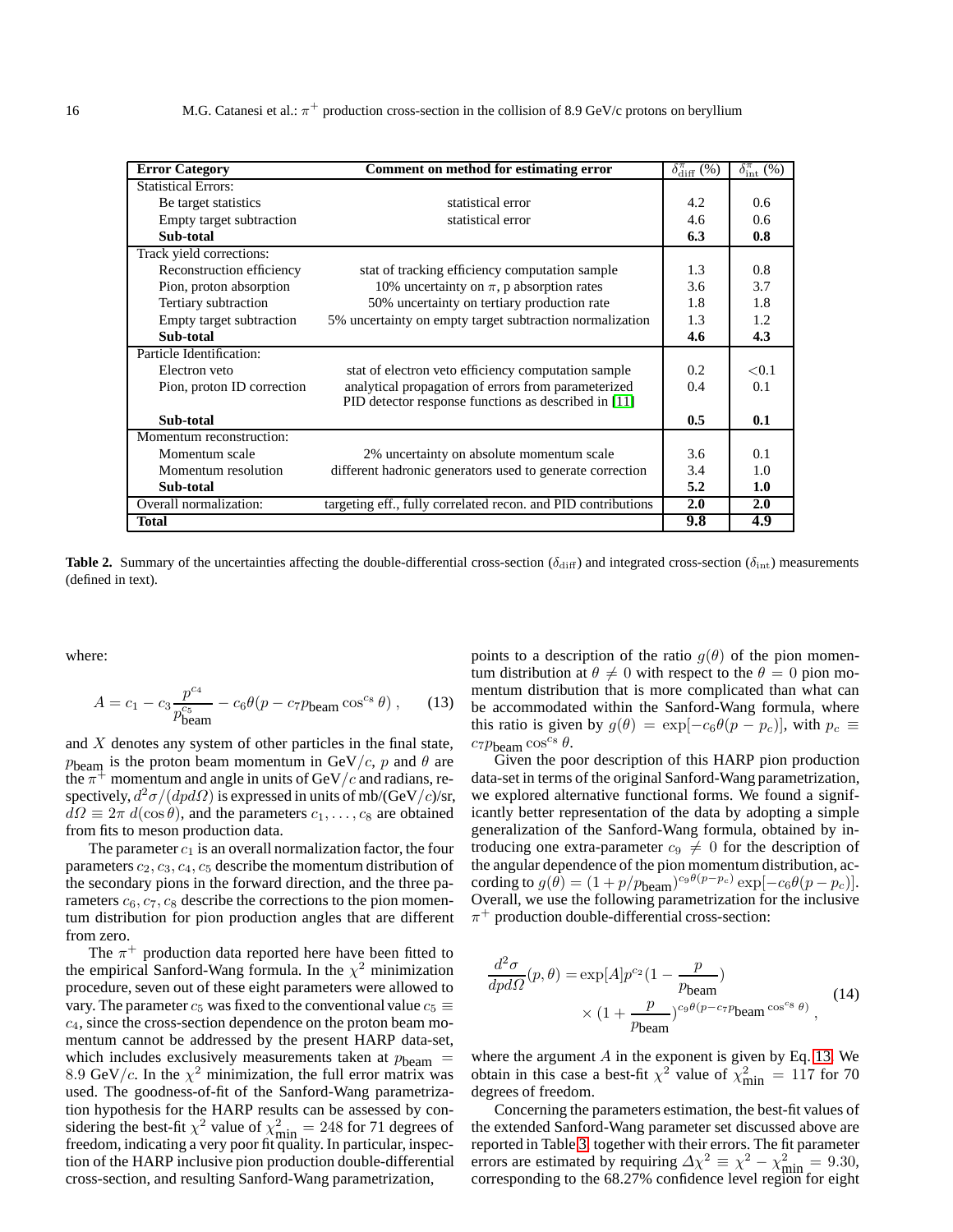| Error Category | Comment on method for estimating error | $\delta^{\pi}_{\rm diff}$ (%) | $\delta^{\pi}_{\rm int}$ (%) |
|---|---|---|---|
| Statistical Errors: | | | |
| Be target statistics | statistical error | 4.2 | 0.6 |
| Empty target subtraction | statistical error | 4.6 | 0.6 |
| **Sub-total** | | **6.3** | **0.8** |
| Track yield corrections: | | | |
| Reconstruction efficiency | stat of tracking efficiency computation sample | 1.3 | 0.8 |
| Pion, proton absorption | 10% uncertainty on $\pi$, p absorption rates | 3.6 | 3.7 |
| Tertiary subtraction | 50% uncertainty on tertiary production rate | 1.8 | 1.8 |
| Empty target subtraction | 5% uncertainty on empty target subtraction normalization | 1.3 | 1.2 |
| **Sub-total** | | **4.6** | **4.3** |
| Particle Identification: | | | |
| Electron veto | stat of electron veto efficiency computation sample | 0.2 | <0.1 |
| Pion, proton ID correction | analytical propagation of errors from parameterized PID detector response functions as described in [11] | 0.4 | 0.1 |
| **Sub-total** | | **0.5** | **0.1** |
| Momentum reconstruction: | | | |
| Momentum scale | 2% uncertainty on absolute momentum scale | 3.6 | 0.1 |
| Momentum resolution | different hadronic generators used to generate correction | 3.4 | 1.0 |
| **Sub-total** | | **5.2** | **1.0** |
| Overall normalization: | targeting eff., fully correlated recon. and PID contributions | **2.0** | **2.0** |
| **Total** | | **9.8** | **4.9** |

**Table 2.** Summary of the uncertainties affecting the double-differential cross-section ($\delta_{\rm diff}$) and integrated cross-section ($\delta_{\rm int}$) measurements (defined in text).

where:

$$A = c_1 - c_3\frac{p^{c_4}}{p_{\rm beam}^{c_5}} - c_6\theta(p - c_7 p_{\rm beam}\cos^{c_8}\theta)\ , \qquad (13)$$

and $X$ denotes any system of other particles in the final state, $p_{\rm beam}$ is the proton beam momentum in GeV/$c$, $p$ and $\theta$ are the $\pi^+$ momentum and angle in units of GeV/$c$ and radians, respectively, $d^2\sigma/(dpd\Omega)$ is expressed in units of mb/(GeV/$c$)/sr, $d\Omega \equiv 2\pi\ d(\cos\theta)$, and the parameters $c_1,\ldots,c_8$ are obtained from fits to meson production data.

The parameter $c_1$ is an overall normalization factor, the four parameters $c_2, c_3, c_4, c_5$ describe the momentum distribution of the secondary pions in the forward direction, and the three parameters $c_6, c_7, c_8$ describe the corrections to the pion momentum distribution for pion production angles that are different from zero.

The $\pi^+$ production data reported here have been fitted to the empirical Sanford-Wang formula. In the $\chi^2$ minimization procedure, seven out of these eight parameters were allowed to vary. The parameter $c_5$ was fixed to the conventional value $c_5 \equiv c_4$, since the cross-section dependence on the proton beam momentum cannot be addressed by the present HARP data-set, which includes exclusively measurements taken at $p_{\rm beam} = 8.9$ GeV/$c$. In the $\chi^2$ minimization, the full error matrix was used. The goodness-of-fit of the Sanford-Wang parametrization hypothesis for the HARP results can be assessed by considering the best-fit $\chi^2$ value of $\chi^2_{\rm min} = 248$ for 71 degrees of freedom, indicating a very poor fit quality. In particular, inspection of the HARP inclusive pion production double-differential cross-section, and resulting Sanford-Wang parametrization, points to a description of the ratio $g(\theta)$ of the pion momentum distribution at $\theta \neq 0$ with respect to the $\theta = 0$ pion momentum distribution that is more complicated than what can be accommodated within the Sanford-Wang formula, where this ratio is given by $g(\theta) = \exp[-c_6\theta(p - p_c)]$, with $p_c \equiv c_7 p_{\rm beam}\cos^{c_8}\theta$.

Given the poor description of this HARP pion production data-set in terms of the original Sanford-Wang parametrization, we explored alternative functional forms. We found a significantly better representation of the data by adopting a simple generalization of the Sanford-Wang formula, obtained by introducing one extra-parameter $c_9 \neq 0$ for the description of the angular dependence of the pion momentum distribution, according to $g(\theta) = (1 + p/p_{\rm beam})^{c_9\theta(p-p_c)}\exp[-c_6\theta(p - p_c)]$. Overall, we use the following parametrization for the inclusive $\pi^+$ production double-differential cross-section:

$$\frac{d^2\sigma}{dpd\Omega}(p,\theta) = \exp[A]p^{c_2}(1 - \frac{p}{p_{\rm beam}}) \times (1 + \frac{p}{p_{\rm beam}})^{c_9\theta(p - c_7 p_{\rm beam}\cos^{c_8}\theta)}\ , \qquad (14)$$

where the argument $A$ in the exponent is given by Eq. 13. We obtain in this case a best-fit $\chi^2$ value of $\chi^2_{\rm min} = 117$ for 70 degrees of freedom.

Concerning the parameters estimation, the best-fit values of the extended Sanford-Wang parameter set discussed above are reported in Table 3, together with their errors. The fit parameter errors are estimated by requiring $\Delta\chi^2 \equiv \chi^2 - \chi^2_{\rm min} = 9.30$, corresponding to the 68.27% confidence level region for eight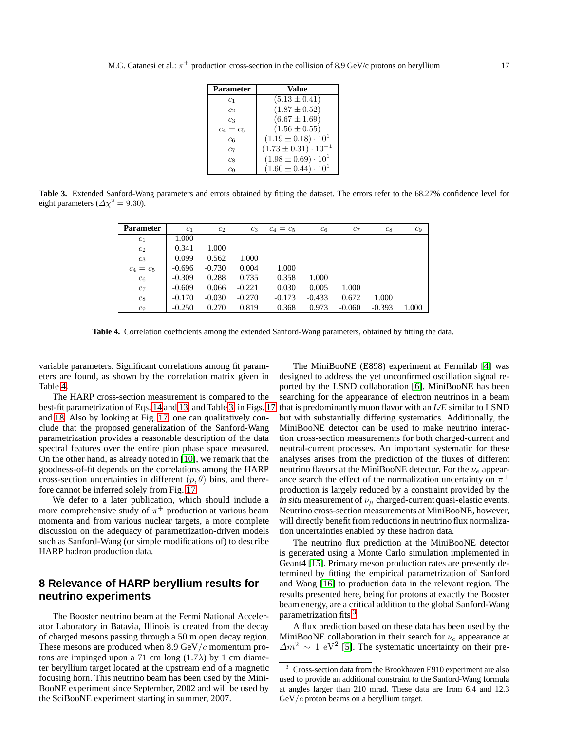| Parameter | Value |
|---|---|
| $c_1$ | $(5.13 \pm 0.41)$ |
| $c_2$ | $(1.87 \pm 0.52)$ |
| $c_3$ | $(6.67 \pm 1.69)$ |
| $c_4 = c_5$ | $(1.56 \pm 0.55)$ |
| $c_6$ | $(1.19 \pm 0.18) \cdot 10^1$ |
| $c_7$ | $(1.73 \pm 0.31) \cdot 10^{-1}$ |
| $c_8$ | $(1.98 \pm 0.69) \cdot 10^1$ |
| $c_9$ | $(1.60 \pm 0.44) \cdot 10^1$ |

**Table 3.** Extended Sanford-Wang parameters and errors obtained by fitting the dataset. The errors refer to the 68.27% confidence level for eight parameters ($\Delta\chi^2 = 9.30$).

| Parameter | $c_1$ | $c_2$ | $c_3$ | $c_4 = c_5$ | $c_6$ | $c_7$ | $c_8$ | $c_9$ |
|---|---|---|---|---|---|---|---|---|
| $c_1$ | 1.000 | | | | | | | |
| $c_2$ | 0.341 | 1.000 | | | | | | |
| $c_3$ | 0.099 | 0.562 | 1.000 | | | | | |
| $c_4 = c_5$ | -0.696 | -0.730 | 0.004 | 1.000 | | | | |
| $c_6$ | -0.309 | 0.288 | 0.735 | 0.358 | 1.000 | | | |
| $c_7$ | -0.609 | 0.066 | -0.221 | 0.030 | 0.005 | 1.000 | | |
| $c_8$ | -0.170 | -0.030 | -0.270 | -0.173 | -0.433 | 0.672 | 1.000 | |
| $c_9$ | -0.250 | 0.270 | 0.819 | 0.368 | 0.973 | -0.060 | -0.393 | 1.000 |

**Table 4.** Correlation coefficients among the extended Sanford-Wang parameters, obtained by fitting the data.

variable parameters. Significant correlations among fit parameters are found, as shown by the correlation matrix given in Table 4.

The HARP cross-section measurement is compared to the best-fit parametrization of Eqs. 14 and 13, and Table 3, in Figs. 17 and 18. Also by looking at Fig. 17, one can qualitatively conclude that the proposed generalization of the Sanford-Wang parametrization provides a reasonable description of the data spectral features over the entire pion phase space measured. On the other hand, as already noted in [10], we remark that the goodness-of-fit depends on the correlations among the HARP cross-section uncertainties in different $(p, \theta)$ bins, and therefore cannot be inferred solely from Fig. 17.

We defer to a later publication, which should include a more comprehensive study of $\pi^+$ production at various beam momenta and from various nuclear targets, a more complete discussion on the adequacy of parametrization-driven models such as Sanford-Wang (or simple modifications of) to describe HARP hadron production data.

## 8 Relevance of HARP beryllium results for neutrino experiments

The Booster neutrino beam at the Fermi National Accelerator Laboratory in Batavia, Illinois is created from the decay of charged mesons passing through a 50 m open decay region. These mesons are produced when 8.9 GeV/$c$ momentum protons are impinged upon a 71 cm long ($1.7\lambda$) by 1 cm diameter beryllium target located at the upstream end of a magnetic focusing horn. This neutrino beam has been used by the MiniBooNE experiment since September, 2002 and will be used by the SciBooNE experiment starting in summer, 2007.

The MiniBooNE (E898) experiment at Fermilab [4] was designed to address the yet unconfirmed oscillation signal reported by the LSND collaboration [6]. MiniBooNE has been searching for the appearance of electron neutrinos in a beam that is predominantly muon flavor with an *L/E* similar to LSND but with substantially differing systematics. Additionally, the MiniBooNE detector can be used to make neutrino interaction cross-section measurements for both charged-current and neutral-current processes. An important systematic for these analyses arises from the prediction of the fluxes of different neutrino flavors at the MiniBooNE detector. For the $\nu_e$ appearance search the effect of the normalization uncertainty on $\pi^+$ production is largely reduced by a constraint provided by the *in situ* measurement of $\nu_\mu$ charged-current quasi-elastic events. Neutrino cross-section measurements at MiniBooNE, however, will directly benefit from reductions in neutrino flux normalization uncertainties enabled by these hadron data.

The neutrino flux prediction at the MiniBooNE detector is generated using a Monte Carlo simulation implemented in Geant4 [15]. Primary meson production rates are presently determined by fitting the empirical parametrization of Sanford and Wang [16] to production data in the relevant region. The results presented here, being for protons at exactly the Booster beam energy, are a critical addition to the global Sanford-Wang parametrization fits.[3]

A flux prediction based on these data has been used by the MiniBooNE collaboration in their search for $\nu_e$ appearance at $\Delta m^2 \sim 1$ eV$^2$ [5]. The systematic uncertainty on their pre-

[3] Cross-section data from the Brookhaven E910 experiment are also used to provide an additional constraint to the Sanford-Wang formula at angles larger than 210 mrad. These data are from 6.4 and 12.3 GeV/$c$ proton beams on a beryllium target.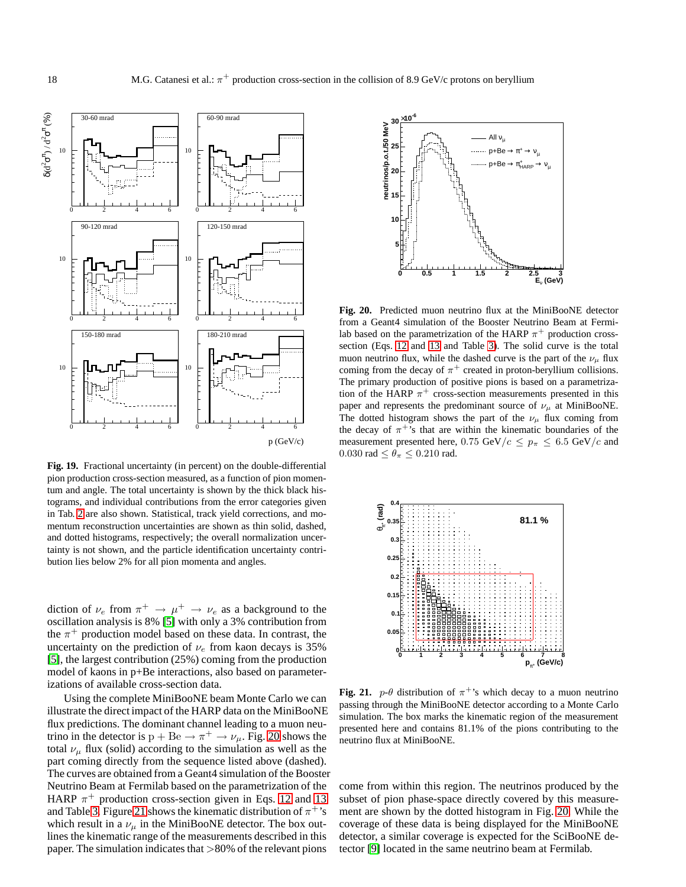**Fig. 19.** Fractional uncertainty (in percent) on the double-differential pion production cross-section measured, as a function of pion momentum and angle. The total uncertainty is shown by the thick black histograms, and individual contributions from the error categories given in Tab. 2 are also shown. Statistical, track yield corrections, and momentum reconstruction uncertainties are shown as thin solid, dashed, and dotted histograms, respectively; the overall normalization uncertainty is not shown, and the particle identification uncertainty contribution lies below 2% for all pion momenta and angles.

diction of $\nu_e$ from $\pi^+ \to \mu^+ \to \nu_e$ as a background to the oscillation analysis is 8% [5] with only a 3% contribution from the $\pi^+$ production model based on these data. In contrast, the uncertainty on the prediction of $\nu_e$ from kaon decays is 35% [5], the largest contribution (25%) coming from the production model of kaons in p+Be interactions, also based on parameterizations of available cross-section data.

Using the complete MiniBooNE beam Monte Carlo we can illustrate the direct impact of the HARP data on the MiniBooNE flux predictions. The dominant channel leading to a muon neutrino in the detector is $\mathrm{p} + \mathrm{Be} \to \pi^+ \to \nu_\mu$. Fig. 20 shows the total $\nu_\mu$ flux (solid) according to the simulation as well as the part coming directly from the sequence listed above (dashed). The curves are obtained from a Geant4 simulation of the Booster Neutrino Beam at Fermilab based on the parametrization of the HARP $\pi^+$ production cross-section given in Eqs. 12 and 13 and Table 3. Figure 21 shows the kinematic distribution of $\pi^+$'s which result in a $\nu_\mu$ in the MiniBooNE detector. The box outlines the kinematic range of the measurements described in this paper. The simulation indicates that >80% of the relevant pions come from within this region. The neutrinos produced by the subset of pion phase-space directly covered by this measurement are shown by the dotted histogram in Fig. 20. While the coverage of these data is being displayed for the MiniBooNE detector, a similar coverage is expected for the SciBooNE detector [9] located in the same neutrino beam at Fermilab.

**Fig. 20.** Predicted muon neutrino flux at the MiniBooNE detector from a Geant4 simulation of the Booster Neutrino Beam at Fermilab based on the parametrization of the HARP $\pi^+$ production cross-section (Eqs. 12 and 13 and Table 3). The solid curve is the total muon neutrino flux, while the dashed curve is the part of the $\nu_\mu$ flux coming from the decay of $\pi^+$ created in proton-beryllium collisions. The primary production of positive pions is based on a parametrization of the HARP $\pi^+$ cross-section measurements presented in this paper and represents the predominant source of $\nu_\mu$ at MiniBooNE. The dotted histogram shows the part of the $\nu_\mu$ flux coming from the decay of $\pi^+$'s that are within the kinematic boundaries of the measurement presented here, $0.75\ \mathrm{GeV}/c \leq p_\pi \leq 6.5\ \mathrm{GeV}/c$ and $0.030\ \mathrm{rad} \leq \theta_\pi \leq 0.210\ \mathrm{rad}$.

**Fig. 21.** $p$-$\theta$ distribution of $\pi^+$'s which decay to a muon neutrino passing through the MiniBooNE detector according to a Monte Carlo simulation. The box marks the kinematic region of the measurement presented here and contains 81.1% of the pions contributing to the neutrino flux at MiniBooNE.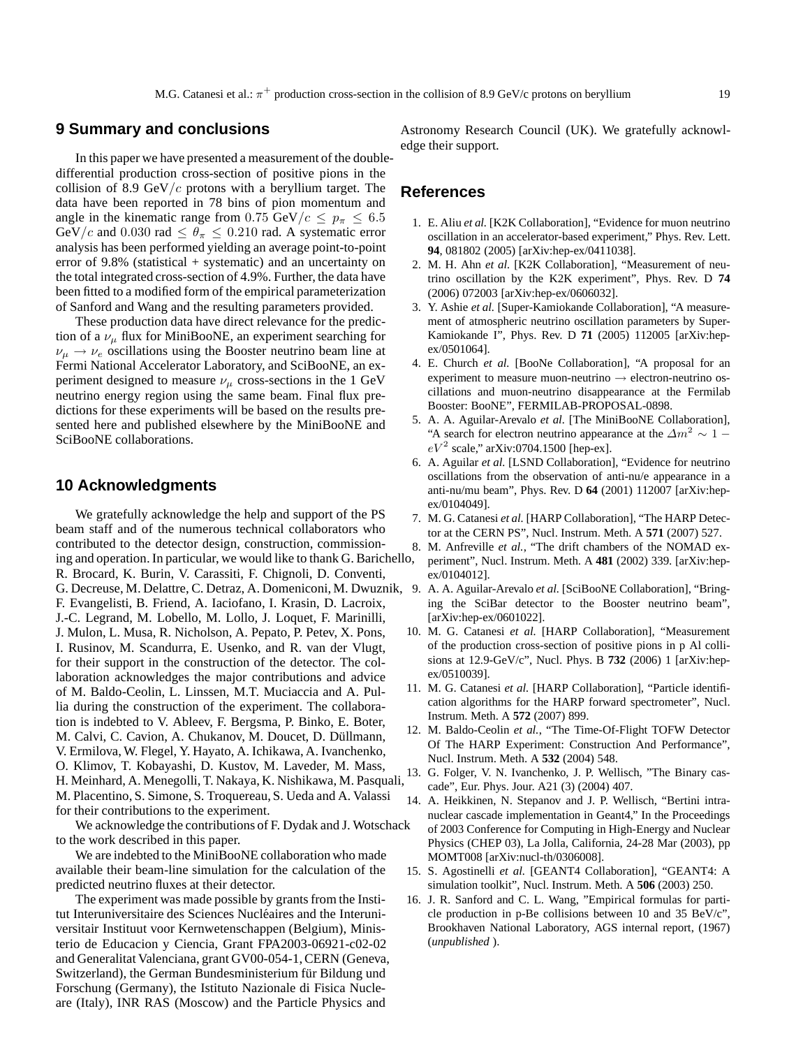## 9 Summary and conclusions

In this paper we have presented a measurement of the double-differential production cross-section of positive pions in the collision of 8.9 GeV/$c$ protons with a beryllium target. The data have been reported in 78 bins of pion momentum and angle in the kinematic range from $0.75$ GeV/$c \leq p_\pi \leq 6.5$ GeV/$c$ and $0.030$ rad $\leq \theta_\pi \leq 0.210$ rad. A systematic error analysis has been performed yielding an average point-to-point error of 9.8% (statistical + systematic) and an uncertainty on the total integrated cross-section of 4.9%. Further, the data have been fitted to a modified form of the empirical parameterization of Sanford and Wang and the resulting parameters provided.

These production data have direct relevance for the prediction of a $\nu_\mu$ flux for MiniBooNE, an experiment searching for $\nu_\mu \rightarrow \nu_e$ oscillations using the Booster neutrino beam line at Fermi National Accelerator Laboratory, and SciBooNE, an experiment designed to measure $\nu_\mu$ cross-sections in the 1 GeV neutrino energy region using the same beam. Final flux predictions for these experiments will be based on the results presented here and published elsewhere by the MiniBooNE and SciBooNE collaborations.

## 10 Acknowledgments

We gratefully acknowledge the help and support of the PS beam staff and of the numerous technical collaborators who contributed to the detector design, construction, commissioning and operation. In particular, we would like to thank G. Barichello, R. Brocard, K. Burin, V. Carassiti, F. Chignoli, D. Conventi, G. Decreuse, M. Delattre, C. Detraz, A. Domeniconi, M. Dwuznik, F. Evangelisti, B. Friend, A. Iaciofano, I. Krasin, D. Lacroix, J.-C. Legrand, M. Lobello, M. Lollo, J. Loquet, F. Marinilli, J. Mulon, L. Musa, R. Nicholson, A. Pepato, P. Petev, X. Pons, I. Rusinov, M. Scandurra, E. Usenko, and R. van der Vlugt, for their support in the construction of the detector. The collaboration acknowledges the major contributions and advice of M. Baldo-Ceolin, L. Linssen, M.T. Muciaccia and A. Pullia during the construction of the experiment. The collaboration is indebted to V. Ableev, F. Bergsma, P. Binko, E. Boter, M. Calvi, C. Cavion, A. Chukanov, M. Doucet, D. Düllmann, V. Ermilova, W. Flegel, Y. Hayato, A. Ichikawa, A. Ivanchenko, O. Klimov, T. Kobayashi, D. Kustov, M. Laveder, M. Mass, H. Meinhard, A. Menegolli, T. Nakaya, K. Nishikawa, M. Pasquali, M. Placentino, S. Simone, S. Troquereau, S. Ueda and A. Valassi for their contributions to the experiment.

We acknowledge the contributions of F. Dydak and J. Wotschack to the work described in this paper.

We are indebted to the MiniBooNE collaboration who made available their beam-line simulation for the calculation of the predicted neutrino fluxes at their detector.

The experiment was made possible by grants from the Institut Interuniversitaire des Sciences Nucléaires and the Interuniversitair Instituut voor Kernwetenschappen (Belgium), Ministerio de Educacion y Ciencia, Grant FPA2003-06921-c02-02 and Generalitat Valenciana, grant GV00-054-1, CERN (Geneva, Switzerland), the German Bundesministerium für Bildung und Forschung (Germany), the Istituto Nazionale di Fisica Nucleare (Italy), INR RAS (Moscow) and the Particle Physics and Astronomy Research Council (UK). We gratefully acknowledge their support.

## References

1. E. Aliu *et al.* [K2K Collaboration], "Evidence for muon neutrino oscillation in an accelerator-based experiment," Phys. Rev. Lett. **94**, 081802 (2005) [arXiv:hep-ex/0411038].
2. M. H. Ahn *et al.* [K2K Collaboration], "Measurement of neutrino oscillation by the K2K experiment", Phys. Rev. D **74** (2006) 072003 [arXiv:hep-ex/0606032].
3. Y. Ashie *et al.* [Super-Kamiokande Collaboration], "A measurement of atmospheric neutrino oscillation parameters by Super-Kamiokande I", Phys. Rev. D **71** (2005) 112005 [arXiv:hep-ex/0501064].
4. E. Church *et al.* [BooNe Collaboration], "A proposal for an experiment to measure muon-neutrino → electron-neutrino oscillations and muon-neutrino disappearance at the Fermilab Booster: BooNE", FERMILAB-PROPOSAL-0898.
5. A. A. Aguilar-Arevalo *et al.* [The MiniBooNE Collaboration], "A search for electron neutrino appearance at the $\Delta m^2 \sim 1 - eV^2$ scale," arXiv:0704.1500 [hep-ex].
6. A. Aguilar *et al.* [LSND Collaboration], "Evidence for neutrino oscillations from the observation of anti-nu/e appearance in a anti-nu/mu beam", Phys. Rev. D **64** (2001) 112007 [arXiv:hep-ex/0104049].
7. M. G. Catanesi *et al.* [HARP Collaboration], "The HARP Detector at the CERN PS", Nucl. Instrum. Meth. A **571** (2007) 527.
8. M. Anfreville *et al.*, "The drift chambers of the NOMAD experiment", Nucl. Instrum. Meth. A **481** (2002) 339. [arXiv:hep-ex/0104012].
9. A. A. Aguilar-Arevalo *et al.* [SciBooNE Collaboration], "Bringing the SciBar detector to the Booster neutrino beam", [arXiv:hep-ex/0601022].
10. M. G. Catanesi *et al.* [HARP Collaboration], "Measurement of the production cross-section of positive pions in p Al collisions at 12.9-GeV/c", Nucl. Phys. B **732** (2006) 1 [arXiv:hep-ex/0510039].
11. M. G. Catanesi *et al.* [HARP Collaboration], "Particle identification algorithms for the HARP forward spectrometer", Nucl. Instrum. Meth. A **572** (2007) 899.
12. M. Baldo-Ceolin *et al.*, "The Time-Of-Flight TOFW Detector Of The HARP Experiment: Construction And Performance", Nucl. Instrum. Meth. A **532** (2004) 548.
13. G. Folger, V. N. Ivanchenko, J. P. Wellisch, "The Binary cascade", Eur. Phys. Jour. A21 (3) (2004) 407.
14. A. Heikkinen, N. Stepanov and J. P. Wellisch, "Bertini intranuclear cascade implementation in Geant4," In the Proceedings of 2003 Conference for Computing in High-Energy and Nuclear Physics (CHEP 03), La Jolla, California, 24-28 Mar (2003), pp MOMT008 [arXiv:nucl-th/0306008].
15. S. Agostinelli *et al.* [GEANT4 Collaboration], "GEANT4: A simulation toolkit", Nucl. Instrum. Meth. A **506** (2003) 250.
16. J. R. Sanford and C. L. Wang, "Empirical formulas for particle production in p-Be collisions between 10 and 35 BeV/c", Brookhaven National Laboratory, AGS internal report, (1967) (*unpublished* ).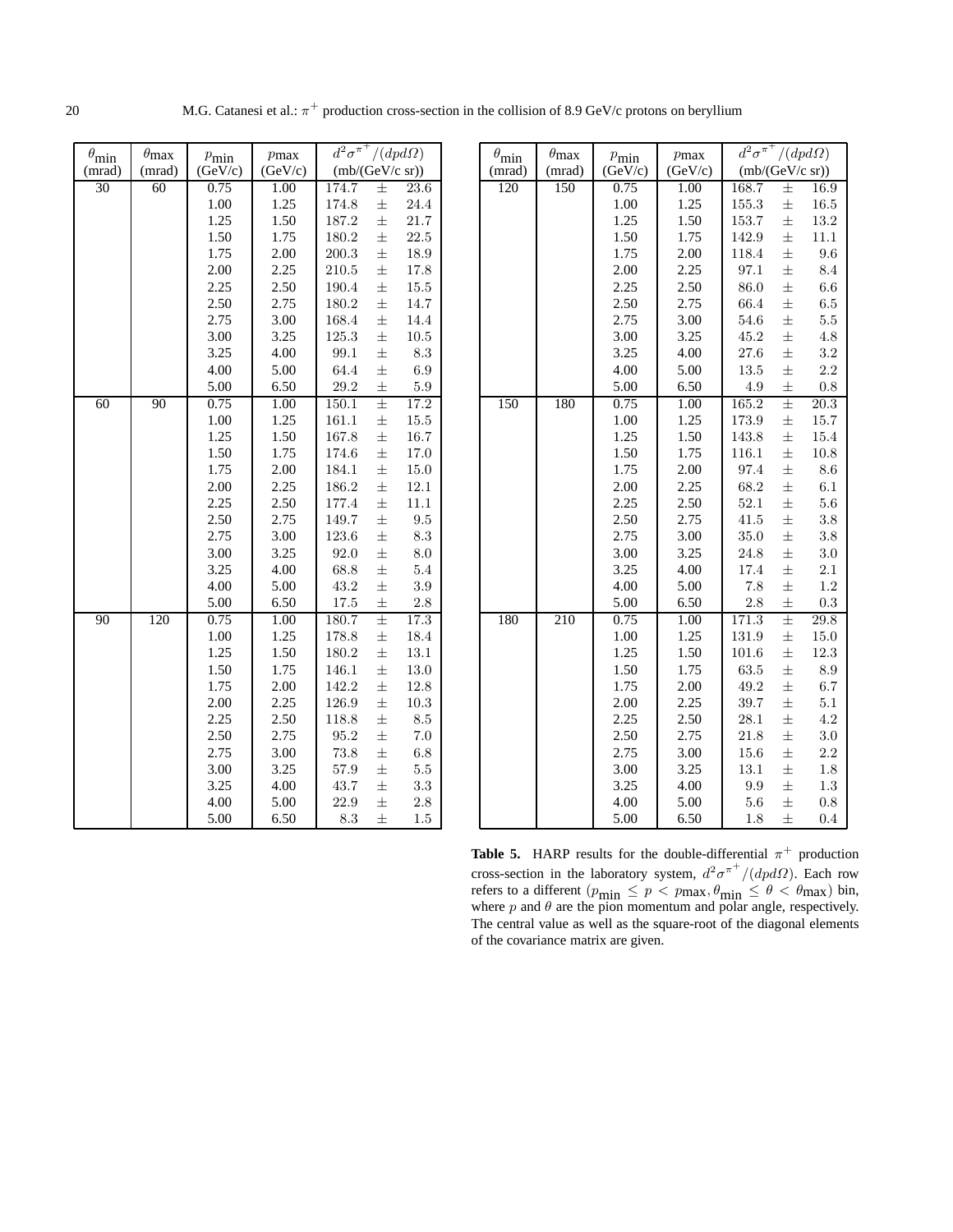| $\theta_{\min}$ (mrad) | $\theta_{\max}$ (mrad) | $p_{\min}$ (GeV/c) | $p_{\max}$ (GeV/c) | $d^2\sigma^{\pi^+}/(dpd\Omega)$ (mb/(GeV/c sr)) |
|---|---|---|---|---|
| 30 | 60 | 0.75 | 1.00 | 174.7 ± 23.6 |
| | | 1.00 | 1.25 | 174.8 ± 24.4 |
| | | 1.25 | 1.50 | 187.2 ± 21.7 |
| | | 1.50 | 1.75 | 180.2 ± 22.5 |
| | | 1.75 | 2.00 | 200.3 ± 18.9 |
| | | 2.00 | 2.25 | 210.5 ± 17.8 |
| | | 2.25 | 2.50 | 190.4 ± 15.5 |
| | | 2.50 | 2.75 | 180.2 ± 14.7 |
| | | 2.75 | 3.00 | 168.4 ± 14.4 |
| | | 3.00 | 3.25 | 125.3 ± 10.5 |
| | | 3.25 | 4.00 | 99.1 ± 8.3 |
| | | 4.00 | 5.00 | 64.4 ± 6.9 |
| | | 5.00 | 6.50 | 29.2 ± 5.9 |
| 60 | 90 | 0.75 | 1.00 | 150.1 ± 17.2 |
| | | 1.00 | 1.25 | 161.1 ± 15.5 |
| | | 1.25 | 1.50 | 167.8 ± 16.7 |
| | | 1.50 | 1.75 | 174.6 ± 17.0 |
| | | 1.75 | 2.00 | 184.1 ± 15.0 |
| | | 2.00 | 2.25 | 186.2 ± 12.1 |
| | | 2.25 | 2.50 | 177.4 ± 11.1 |
| | | 2.50 | 2.75 | 149.7 ± 9.5 |
| | | 2.75 | 3.00 | 123.6 ± 8.3 |
| | | 3.00 | 3.25 | 92.0 ± 8.0 |
| | | 3.25 | 4.00 | 68.8 ± 5.4 |
| | | 4.00 | 5.00 | 43.2 ± 3.9 |
| | | 5.00 | 6.50 | 17.5 ± 2.8 |
| 90 | 120 | 0.75 | 1.00 | 180.7 ± 17.3 |
| | | 1.00 | 1.25 | 178.8 ± 18.4 |
| | | 1.25 | 1.50 | 180.2 ± 13.1 |
| | | 1.50 | 1.75 | 146.1 ± 13.0 |
| | | 1.75 | 2.00 | 142.2 ± 12.8 |
| | | 2.00 | 2.25 | 126.9 ± 10.3 |
| | | 2.25 | 2.50 | 118.8 ± 8.5 |
| | | 2.50 | 2.75 | 95.2 ± 7.0 |
| | | 2.75 | 3.00 | 73.8 ± 6.8 |
| | | 3.00 | 3.25 | 57.9 ± 5.5 |
| | | 3.25 | 4.00 | 43.7 ± 3.3 |
| | | 4.00 | 5.00 | 22.9 ± 2.8 |
| | | 5.00 | 6.50 | 8.3 ± 1.5 |
| 120 | 150 | 0.75 | 1.00 | 168.7 ± 16.9 |
| | | 1.00 | 1.25 | 155.3 ± 16.5 |
| | | 1.25 | 1.50 | 153.7 ± 13.2 |
| | | 1.50 | 1.75 | 142.9 ± 11.1 |
| | | 1.75 | 2.00 | 118.4 ± 9.6 |
| | | 2.00 | 2.25 | 97.1 ± 8.4 |
| | | 2.25 | 2.50 | 86.0 ± 6.6 |
| | | 2.50 | 2.75 | 66.4 ± 6.5 |
| | | 2.75 | 3.00 | 54.6 ± 5.5 |
| | | 3.00 | 3.25 | 45.2 ± 4.8 |
| | | 3.25 | 4.00 | 27.6 ± 3.2 |
| | | 4.00 | 5.00 | 13.5 ± 2.2 |
| | | 5.00 | 6.50 | 4.9 ± 0.8 |
| 150 | 180 | 0.75 | 1.00 | 165.2 ± 20.3 |
| | | 1.00 | 1.25 | 173.9 ± 15.7 |
| | | 1.25 | 1.50 | 143.8 ± 15.4 |
| | | 1.50 | 1.75 | 116.1 ± 10.8 |
| | | 1.75 | 2.00 | 97.4 ± 8.6 |
| | | 2.00 | 2.25 | 68.2 ± 6.1 |
| | | 2.25 | 2.50 | 52.1 ± 5.6 |
| | | 2.50 | 2.75 | 41.5 ± 3.8 |
| | | 2.75 | 3.00 | 35.0 ± 3.8 |
| | | 3.00 | 3.25 | 24.8 ± 3.0 |
| | | 3.25 | 4.00 | 17.4 ± 2.1 |
| | | 4.00 | 5.00 | 7.8 ± 1.2 |
| | | 5.00 | 6.50 | 2.8 ± 0.3 |
| 180 | 210 | 0.75 | 1.00 | 171.3 ± 29.8 |
| | | 1.00 | 1.25 | 131.9 ± 15.0 |
| | | 1.25 | 1.50 | 101.6 ± 12.3 |
| | | 1.50 | 1.75 | 63.5 ± 8.9 |
| | | 1.75 | 2.00 | 49.2 ± 6.7 |
| | | 2.00 | 2.25 | 39.7 ± 5.1 |
| | | 2.25 | 2.50 | 28.1 ± 4.2 |
| | | 2.50 | 2.75 | 21.8 ± 3.0 |
| | | 2.75 | 3.00 | 15.6 ± 2.2 |
| | | 3.00 | 3.25 | 13.1 ± 1.8 |
| | | 3.25 | 4.00 | 9.9 ± 1.3 |
| | | 4.00 | 5.00 | 5.6 ± 0.8 |
| | | 5.00 | 6.50 | 1.8 ± 0.4 |

**Table 5.** HARP results for the double-differential $\pi^+$ production cross-section in the laboratory system, $d^2\sigma^{\pi^+}/(dpd\Omega)$. Each row refers to a different $(p_{\min} \leq p < p_{\max}, \theta_{\min} \leq \theta < \theta_{\max})$ bin, where $p$ and $\theta$ are the pion momentum and polar angle, respectively. The central value as well as the square-root of the diagonal elements of the covariance matrix are given.